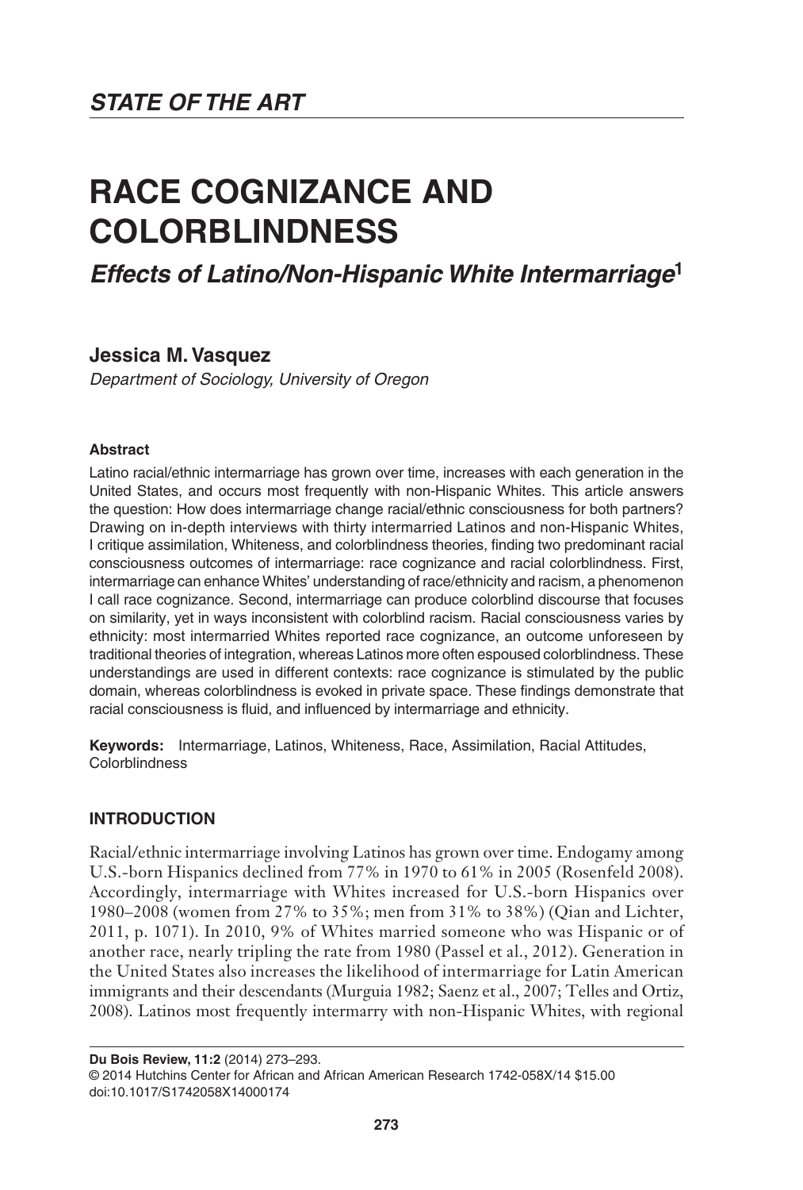## STATE OF THE ART

# RACE COGNIZANCE AND COLORBLINDNESS

### *Effects of Latino/Non-Hispanic White Intermarriage*[1]

**Jessica M. Vasquez**

*Department of Sociology, University of Oregon*

#### Abstract

Latino racial/ethnic intermarriage has grown over time, increases with each generation in the United States, and occurs most frequently with non-Hispanic Whites. This article answers the question: How does intermarriage change racial/ethnic consciousness for both partners? Drawing on in-depth interviews with thirty intermarried Latinos and non-Hispanic Whites, I critique assimilation, Whiteness, and colorblindness theories, finding two predominant racial consciousness outcomes of intermarriage: race cognizance and racial colorblindness. First, intermarriage can enhance Whites' understanding of race/ethnicity and racism, a phenomenon I call race cognizance. Second, intermarriage can produce colorblind discourse that focuses on similarity, yet in ways inconsistent with colorblind racism. Racial consciousness varies by ethnicity: most intermarried Whites reported race cognizance, an outcome unforeseen by traditional theories of integration, whereas Latinos more often espoused colorblindness. These understandings are used in different contexts: race cognizance is stimulated by the public domain, whereas colorblindness is evoked in private space. These findings demonstrate that racial consciousness is fluid, and influenced by intermarriage and ethnicity.

**Keywords:** Intermarriage, Latinos, Whiteness, Race, Assimilation, Racial Attitudes, Colorblindness

## INTRODUCTION

Racial/ethnic intermarriage involving Latinos has grown over time. Endogamy among U.S.-born Hispanics declined from 77% in 1970 to 61% in 2005 (Rosenfeld 2008). Accordingly, intermarriage with Whites increased for U.S.-born Hispanics over 1980–2008 (women from 27% to 35%; men from 31% to 38%) (Qian and Lichter, 2011, p. 1071). In 2010, 9% of Whites married someone who was Hispanic or of another race, nearly tripling the rate from 1980 (Passel et al., 2012). Generation in the United States also increases the likelihood of intermarriage for Latin American immigrants and their descendants (Murguia 1982; Saenz et al., 2007; Telles and Ortiz, 2008). Latinos most frequently intermarry with non-Hispanic Whites, with regional

**Du Bois Review, 11:2** (2014) 273–293.
© 2014 Hutchins Center for African and African American Research 1742-058X/14 $15.00
doi:10.1017/S1742058X14000174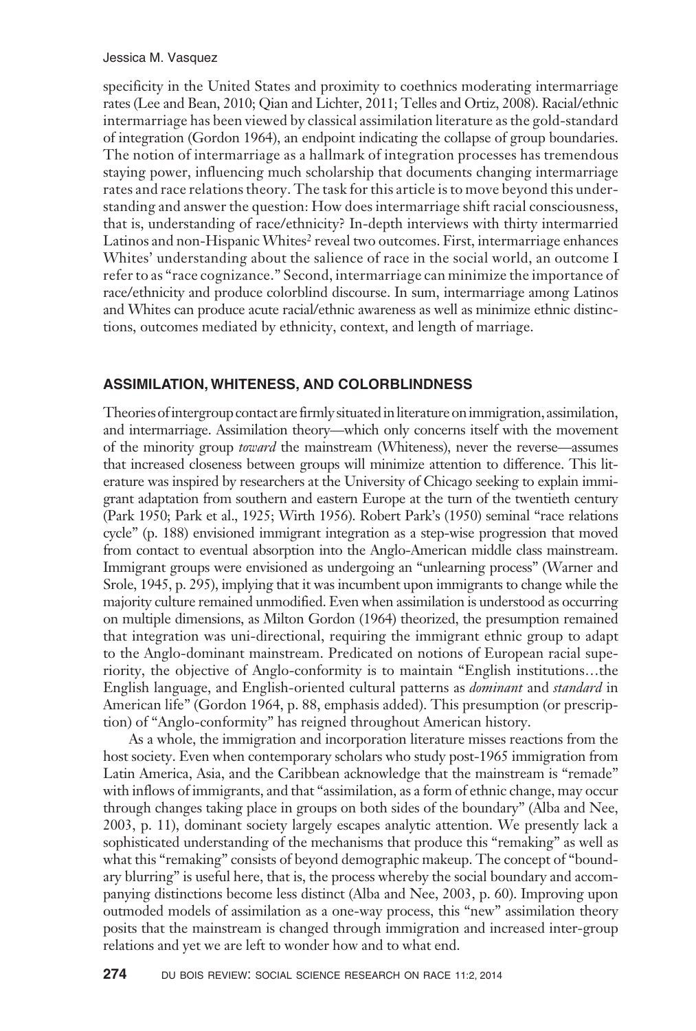specificity in the United States and proximity to coethnics moderating intermarriage rates (Lee and Bean, 2010; Qian and Lichter, 2011; Telles and Ortiz, 2008). Racial/ethnic intermarriage has been viewed by classical assimilation literature as the gold-standard of integration (Gordon 1964), an endpoint indicating the collapse of group boundaries. The notion of intermarriage as a hallmark of integration processes has tremendous staying power, influencing much scholarship that documents changing intermarriage rates and race relations theory. The task for this article is to move beyond this understanding and answer the question: How does intermarriage shift racial consciousness, that is, understanding of race/ethnicity? In-depth interviews with thirty intermarried Latinos and non-Hispanic Whites[2] reveal two outcomes. First, intermarriage enhances Whites' understanding about the salience of race in the social world, an outcome I refer to as "race cognizance." Second, intermarriage can minimize the importance of race/ethnicity and produce colorblind discourse. In sum, intermarriage among Latinos and Whites can produce acute racial/ethnic awareness as well as minimize ethnic distinctions, outcomes mediated by ethnicity, context, and length of marriage.

## ASSIMILATION, WHITENESS, AND COLORBLINDNESS

Theories of intergroup contact are firmly situated in literature on immigration, assimilation, and intermarriage. Assimilation theory—which only concerns itself with the movement of the minority group *toward* the mainstream (Whiteness), never the reverse—assumes that increased closeness between groups will minimize attention to difference. This literature was inspired by researchers at the University of Chicago seeking to explain immigrant adaptation from southern and eastern Europe at the turn of the twentieth century (Park 1950; Park et al., 1925; Wirth 1956). Robert Park's (1950) seminal "race relations cycle" (p. 188) envisioned immigrant integration as a step-wise progression that moved from contact to eventual absorption into the Anglo-American middle class mainstream. Immigrant groups were envisioned as undergoing an "unlearning process" (Warner and Srole, 1945, p. 295), implying that it was incumbent upon immigrants to change while the majority culture remained unmodified. Even when assimilation is understood as occurring on multiple dimensions, as Milton Gordon (1964) theorized, the presumption remained that integration was uni-directional, requiring the immigrant ethnic group to adapt to the Anglo-dominant mainstream. Predicated on notions of European racial superiority, the objective of Anglo-conformity is to maintain "English institutions…the English language, and English-oriented cultural patterns as *dominant* and *standard* in American life" (Gordon 1964, p. 88, emphasis added). This presumption (or prescription) of "Anglo-conformity" has reigned throughout American history.

As a whole, the immigration and incorporation literature misses reactions from the host society. Even when contemporary scholars who study post-1965 immigration from Latin America, Asia, and the Caribbean acknowledge that the mainstream is "remade" with inflows of immigrants, and that "assimilation, as a form of ethnic change, may occur through changes taking place in groups on both sides of the boundary" (Alba and Nee, 2003, p. 11), dominant society largely escapes analytic attention. We presently lack a sophisticated understanding of the mechanisms that produce this "remaking" as well as what this "remaking" consists of beyond demographic makeup. The concept of "boundary blurring" is useful here, that is, the process whereby the social boundary and accompanying distinctions become less distinct (Alba and Nee, 2003, p. 60). Improving upon outmoded models of assimilation as a one-way process, this "new" assimilation theory posits that the mainstream is changed through immigration and increased inter-group relations and yet we are left to wonder how and to what end.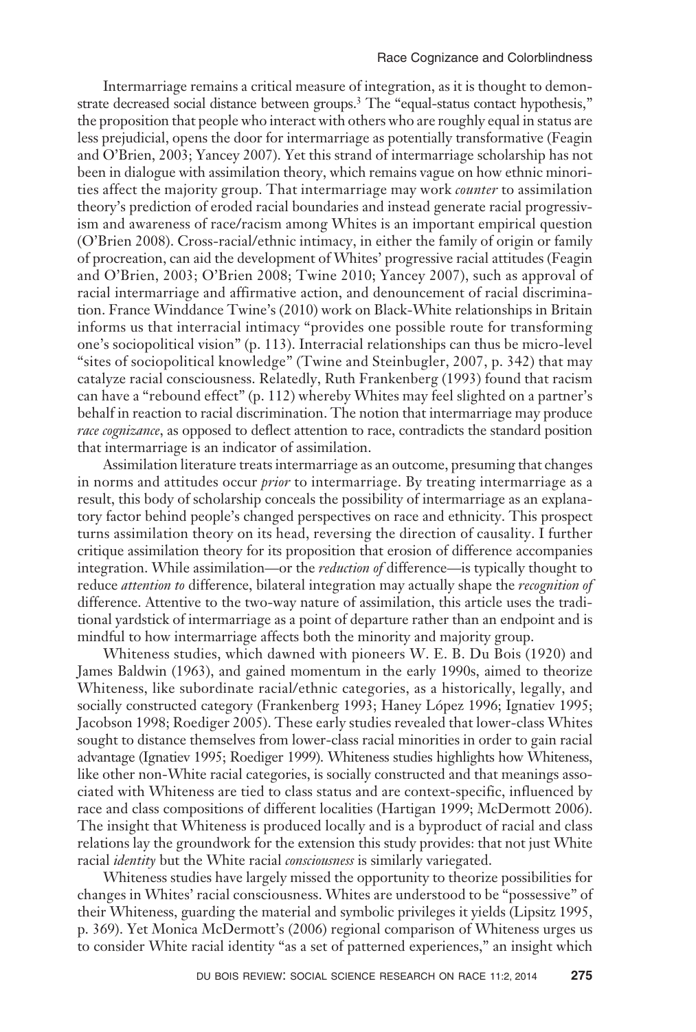Intermarriage remains a critical measure of integration, as it is thought to demonstrate decreased social distance between groups.[3] The "equal-status contact hypothesis," the proposition that people who interact with others who are roughly equal in status are less prejudicial, opens the door for intermarriage as potentially transformative (Feagin and O'Brien, 2003; Yancey 2007). Yet this strand of intermarriage scholarship has not been in dialogue with assimilation theory, which remains vague on how ethnic minorities affect the majority group. That intermarriage may work *counter* to assimilation theory's prediction of eroded racial boundaries and instead generate racial progressivism and awareness of race/racism among Whites is an important empirical question (O'Brien 2008). Cross-racial/ethnic intimacy, in either the family of origin or family of procreation, can aid the development of Whites' progressive racial attitudes (Feagin and O'Brien, 2003; O'Brien 2008; Twine 2010; Yancey 2007), such as approval of racial intermarriage and affirmative action, and denouncement of racial discrimination. France Winddance Twine's (2010) work on Black-White relationships in Britain informs us that interracial intimacy "provides one possible route for transforming one's sociopolitical vision" (p. 113). Interracial relationships can thus be micro-level "sites of sociopolitical knowledge" (Twine and Steinbugler, 2007, p. 342) that may catalyze racial consciousness. Relatedly, Ruth Frankenberg (1993) found that racism can have a "rebound effect" (p. 112) whereby Whites may feel slighted on a partner's behalf in reaction to racial discrimination. The notion that intermarriage may produce *race cognizance*, as opposed to deflect attention to race, contradicts the standard position that intermarriage is an indicator of assimilation.

Assimilation literature treats intermarriage as an outcome, presuming that changes in norms and attitudes occur *prior* to intermarriage. By treating intermarriage as a result, this body of scholarship conceals the possibility of intermarriage as an explanatory factor behind people's changed perspectives on race and ethnicity. This prospect turns assimilation theory on its head, reversing the direction of causality. I further critique assimilation theory for its proposition that erosion of difference accompanies integration. While assimilation—or the *reduction of* difference—is typically thought to reduce *attention to* difference, bilateral integration may actually shape the *recognition of* difference. Attentive to the two-way nature of assimilation, this article uses the traditional yardstick of intermarriage as a point of departure rather than an endpoint and is mindful to how intermarriage affects both the minority and majority group.

Whiteness studies, which dawned with pioneers W. E. B. Du Bois (1920) and James Baldwin (1963), and gained momentum in the early 1990s, aimed to theorize Whiteness, like subordinate racial/ethnic categories, as a historically, legally, and socially constructed category (Frankenberg 1993; Haney López 1996; Ignatiev 1995; Jacobson 1998; Roediger 2005). These early studies revealed that lower-class Whites sought to distance themselves from lower-class racial minorities in order to gain racial advantage (Ignatiev 1995; Roediger 1999). Whiteness studies highlights how Whiteness, like other non-White racial categories, is socially constructed and that meanings associated with Whiteness are tied to class status and are context-specific, influenced by race and class compositions of different localities (Hartigan 1999; McDermott 2006). The insight that Whiteness is produced locally and is a byproduct of racial and class relations lay the groundwork for the extension this study provides: that not just White racial *identity* but the White racial *consciousness* is similarly variegated.

Whiteness studies have largely missed the opportunity to theorize possibilities for changes in Whites' racial consciousness. Whites are understood to be "possessive" of their Whiteness, guarding the material and symbolic privileges it yields (Lipsitz 1995, p. 369). Yet Monica McDermott's (2006) regional comparison of Whiteness urges us to consider White racial identity "as a set of patterned experiences," an insight which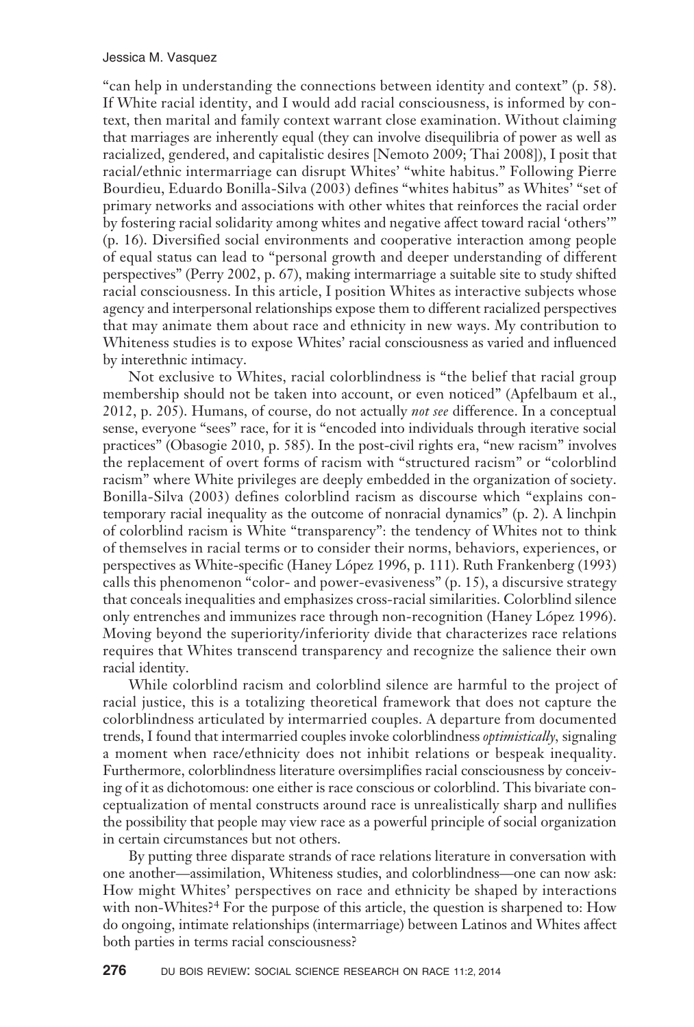"can help in understanding the connections between identity and context" (p. 58). If White racial identity, and I would add racial consciousness, is informed by context, then marital and family context warrant close examination. Without claiming that marriages are inherently equal (they can involve disequilibria of power as well as racialized, gendered, and capitalistic desires [Nemoto 2009; Thai 2008]), I posit that racial/ethnic intermarriage can disrupt Whites' "white habitus." Following Pierre Bourdieu, Eduardo Bonilla-Silva (2003) defines "whites habitus" as Whites' "set of primary networks and associations with other whites that reinforces the racial order by fostering racial solidarity among whites and negative affect toward racial 'others'" (p. 16). Diversified social environments and cooperative interaction among people of equal status can lead to "personal growth and deeper understanding of different perspectives" (Perry 2002, p. 67), making intermarriage a suitable site to study shifted racial consciousness. In this article, I position Whites as interactive subjects whose agency and interpersonal relationships expose them to different racialized perspectives that may animate them about race and ethnicity in new ways. My contribution to Whiteness studies is to expose Whites' racial consciousness as varied and influenced by interethnic intimacy.

Not exclusive to Whites, racial colorblindness is "the belief that racial group membership should not be taken into account, or even noticed" (Apfelbaum et al., 2012, p. 205). Humans, of course, do not actually *not see* difference. In a conceptual sense, everyone "sees" race, for it is "encoded into individuals through iterative social practices" (Obasogie 2010, p. 585). In the post-civil rights era, "new racism" involves the replacement of overt forms of racism with "structured racism" or "colorblind racism" where White privileges are deeply embedded in the organization of society. Bonilla-Silva (2003) defines colorblind racism as discourse which "explains contemporary racial inequality as the outcome of nonracial dynamics" (p. 2). A linchpin of colorblind racism is White "transparency": the tendency of Whites not to think of themselves in racial terms or to consider their norms, behaviors, experiences, or perspectives as White-specific (Haney López 1996, p. 111). Ruth Frankenberg (1993) calls this phenomenon "color- and power-evasiveness" (p. 15), a discursive strategy that conceals inequalities and emphasizes cross-racial similarities. Colorblind silence only entrenches and immunizes race through non-recognition (Haney López 1996). Moving beyond the superiority/inferiority divide that characterizes race relations requires that Whites transcend transparency and recognize the salience their own racial identity.

While colorblind racism and colorblind silence are harmful to the project of racial justice, this is a totalizing theoretical framework that does not capture the colorblindness articulated by intermarried couples. A departure from documented trends, I found that intermarried couples invoke colorblindness *optimistically*, signaling a moment when race/ethnicity does not inhibit relations or bespeak inequality. Furthermore, colorblindness literature oversimplifies racial consciousness by conceiving of it as dichotomous: one either is race conscious or colorblind. This bivariate conceptualization of mental constructs around race is unrealistically sharp and nullifies the possibility that people may view race as a powerful principle of social organization in certain circumstances but not others.

By putting three disparate strands of race relations literature in conversation with one another—assimilation, Whiteness studies, and colorblindness—one can now ask: How might Whites' perspectives on race and ethnicity be shaped by interactions with non-Whites?[4] For the purpose of this article, the question is sharpened to: How do ongoing, intimate relationships (intermarriage) between Latinos and Whites affect both parties in terms racial consciousness?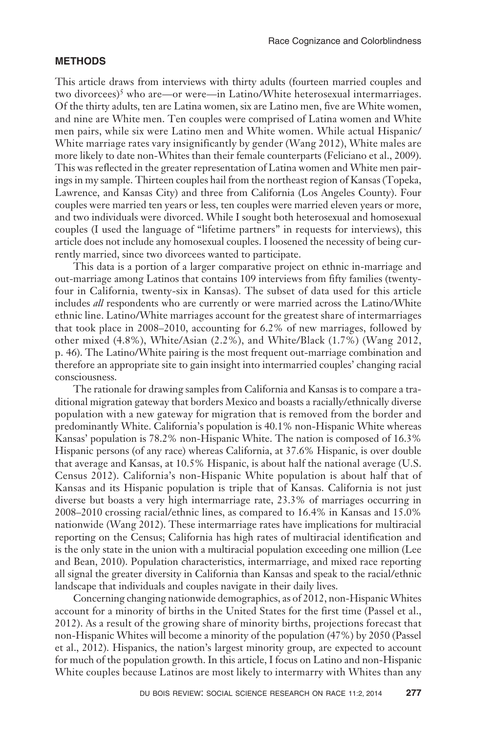## METHODS

This article draws from interviews with thirty adults (fourteen married couples and two divorcees)[5] who are—or were—in Latino/White heterosexual intermarriages. Of the thirty adults, ten are Latina women, six are Latino men, five are White women, and nine are White men. Ten couples were comprised of Latina women and White men pairs, while six were Latino men and White women. While actual Hispanic/White marriage rates vary insignificantly by gender (Wang 2012), White males are more likely to date non-Whites than their female counterparts (Feliciano et al., 2009). This was reflected in the greater representation of Latina women and White men pairings in my sample. Thirteen couples hail from the northeast region of Kansas (Topeka, Lawrence, and Kansas City) and three from California (Los Angeles County). Four couples were married ten years or less, ten couples were married eleven years or more, and two individuals were divorced. While I sought both heterosexual and homosexual couples (I used the language of "lifetime partners" in requests for interviews), this article does not include any homosexual couples. I loosened the necessity of being currently married, since two divorcees wanted to participate.

This data is a portion of a larger comparative project on ethnic in-marriage and out-marriage among Latinos that contains 109 interviews from fifty families (twenty-four in California, twenty-six in Kansas). The subset of data used for this article includes *all* respondents who are currently or were married across the Latino/White ethnic line. Latino/White marriages account for the greatest share of intermarriages that took place in 2008–2010, accounting for 6.2% of new marriages, followed by other mixed (4.8%), White/Asian (2.2%), and White/Black (1.7%) (Wang 2012, p. 46). The Latino/White pairing is the most frequent out-marriage combination and therefore an appropriate site to gain insight into intermarried couples' changing racial consciousness.

The rationale for drawing samples from California and Kansas is to compare a traditional migration gateway that borders Mexico and boasts a racially/ethnically diverse population with a new gateway for migration that is removed from the border and predominantly White. California's population is 40.1% non-Hispanic White whereas Kansas' population is 78.2% non-Hispanic White. The nation is composed of 16.3% Hispanic persons (of any race) whereas California, at 37.6% Hispanic, is over double that average and Kansas, at 10.5% Hispanic, is about half the national average (U.S. Census 2012). California's non-Hispanic White population is about half that of Kansas and its Hispanic population is triple that of Kansas. California is not just diverse but boasts a very high intermarriage rate, 23.3% of marriages occurring in 2008–2010 crossing racial/ethnic lines, as compared to 16.4% in Kansas and 15.0% nationwide (Wang 2012). These intermarriage rates have implications for multiracial reporting on the Census; California has high rates of multiracial identification and is the only state in the union with a multiracial population exceeding one million (Lee and Bean, 2010). Population characteristics, intermarriage, and mixed race reporting all signal the greater diversity in California than Kansas and speak to the racial/ethnic landscape that individuals and couples navigate in their daily lives.

Concerning changing nationwide demographics, as of 2012, non-Hispanic Whites account for a minority of births in the United States for the first time (Passel et al., 2012). As a result of the growing share of minority births, projections forecast that non-Hispanic Whites will become a minority of the population (47%) by 2050 (Passel et al., 2012). Hispanics, the nation's largest minority group, are expected to account for much of the population growth. In this article, I focus on Latino and non-Hispanic White couples because Latinos are most likely to intermarry with Whites than any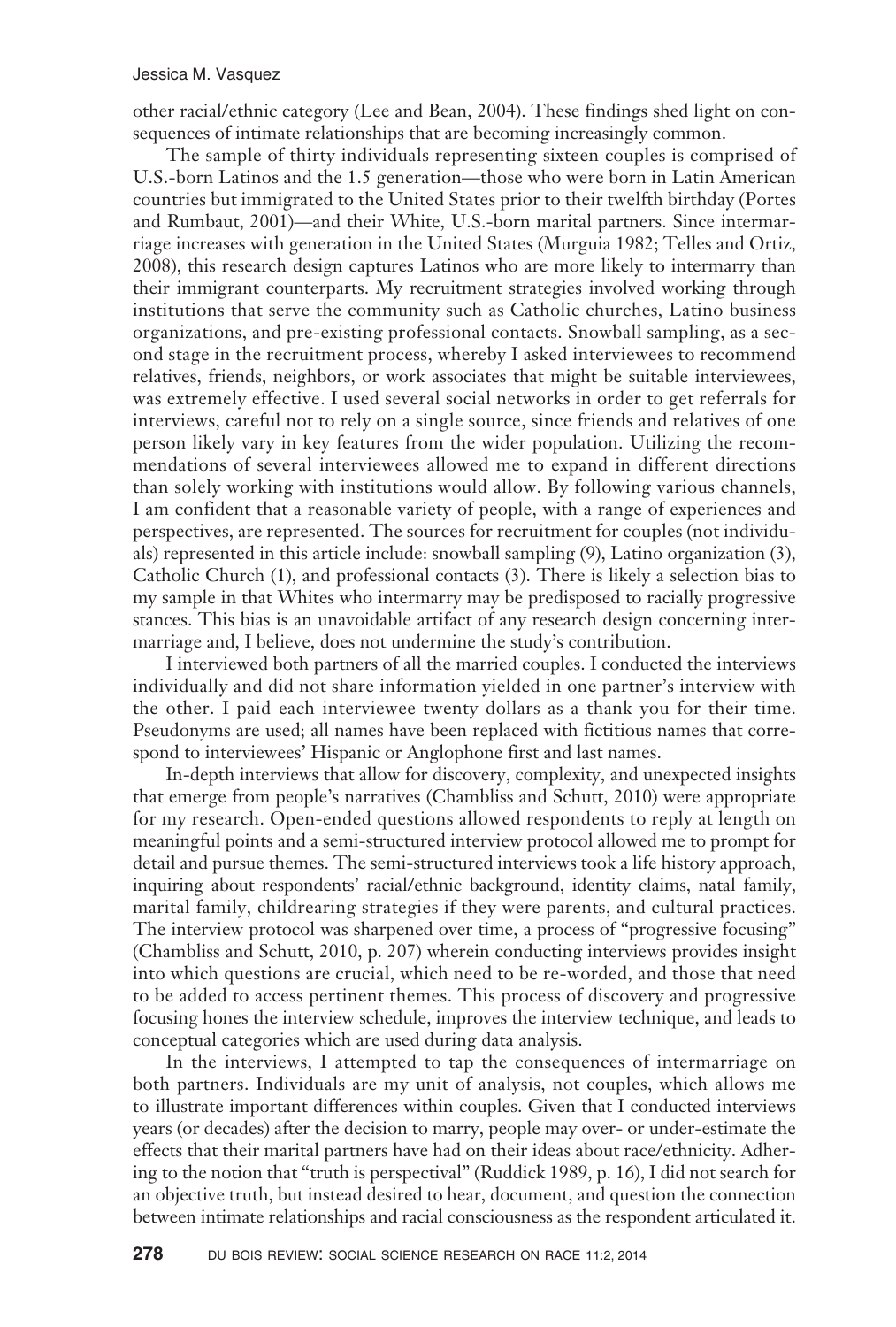other racial/ethnic category (Lee and Bean, 2004). These findings shed light on consequences of intimate relationships that are becoming increasingly common.

The sample of thirty individuals representing sixteen couples is comprised of U.S.-born Latinos and the 1.5 generation—those who were born in Latin American countries but immigrated to the United States prior to their twelfth birthday (Portes and Rumbaut, 2001)—and their White, U.S.-born marital partners. Since intermarriage increases with generation in the United States (Murguia 1982; Telles and Ortiz, 2008), this research design captures Latinos who are more likely to intermarry than their immigrant counterparts. My recruitment strategies involved working through institutions that serve the community such as Catholic churches, Latino business organizations, and pre-existing professional contacts. Snowball sampling, as a second stage in the recruitment process, whereby I asked interviewees to recommend relatives, friends, neighbors, or work associates that might be suitable interviewees, was extremely effective. I used several social networks in order to get referrals for interviews, careful not to rely on a single source, since friends and relatives of one person likely vary in key features from the wider population. Utilizing the recommendations of several interviewees allowed me to expand in different directions than solely working with institutions would allow. By following various channels, I am confident that a reasonable variety of people, with a range of experiences and perspectives, are represented. The sources for recruitment for couples (not individuals) represented in this article include: snowball sampling (9), Latino organization (3), Catholic Church (1), and professional contacts (3). There is likely a selection bias to my sample in that Whites who intermarry may be predisposed to racially progressive stances. This bias is an unavoidable artifact of any research design concerning intermarriage and, I believe, does not undermine the study's contribution.

I interviewed both partners of all the married couples. I conducted the interviews individually and did not share information yielded in one partner's interview with the other. I paid each interviewee twenty dollars as a thank you for their time. Pseudonyms are used; all names have been replaced with fictitious names that correspond to interviewees' Hispanic or Anglophone first and last names.

In-depth interviews that allow for discovery, complexity, and unexpected insights that emerge from people's narratives (Chambliss and Schutt, 2010) were appropriate for my research. Open-ended questions allowed respondents to reply at length on meaningful points and a semi-structured interview protocol allowed me to prompt for detail and pursue themes. The semi-structured interviews took a life history approach, inquiring about respondents' racial/ethnic background, identity claims, natal family, marital family, childrearing strategies if they were parents, and cultural practices. The interview protocol was sharpened over time, a process of "progressive focusing" (Chambliss and Schutt, 2010, p. 207) wherein conducting interviews provides insight into which questions are crucial, which need to be re-worded, and those that need to be added to access pertinent themes. This process of discovery and progressive focusing hones the interview schedule, improves the interview technique, and leads to conceptual categories which are used during data analysis.

In the interviews, I attempted to tap the consequences of intermarriage on both partners. Individuals are my unit of analysis, not couples, which allows me to illustrate important differences within couples. Given that I conducted interviews years (or decades) after the decision to marry, people may over- or under-estimate the effects that their marital partners have had on their ideas about race/ethnicity. Adhering to the notion that "truth is perspectival" (Ruddick 1989, p. 16), I did not search for an objective truth, but instead desired to hear, document, and question the connection between intimate relationships and racial consciousness as the respondent articulated it.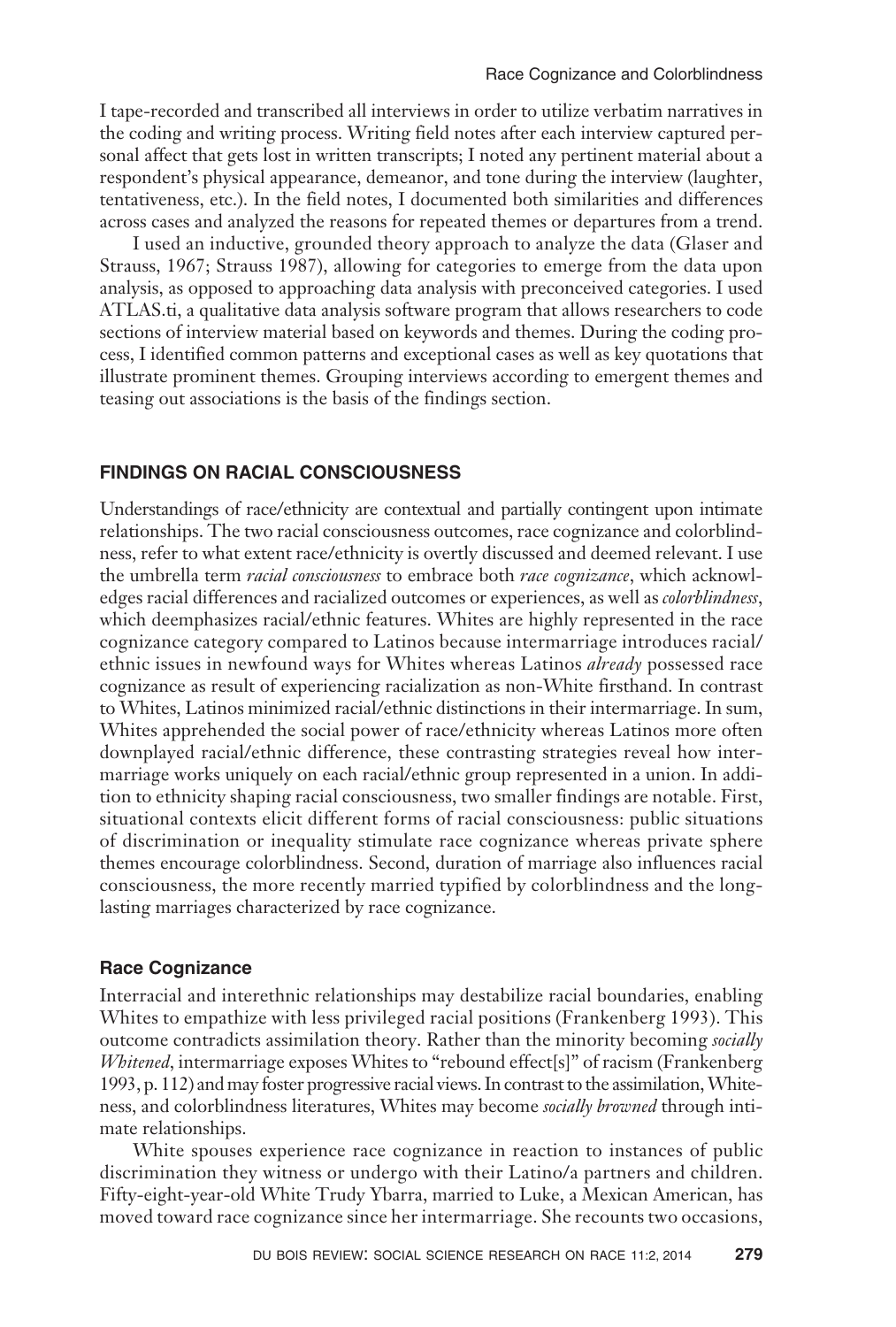I tape-recorded and transcribed all interviews in order to utilize verbatim narratives in the coding and writing process. Writing field notes after each interview captured personal affect that gets lost in written transcripts; I noted any pertinent material about a respondent's physical appearance, demeanor, and tone during the interview (laughter, tentativeness, etc.). In the field notes, I documented both similarities and differences across cases and analyzed the reasons for repeated themes or departures from a trend.

I used an inductive, grounded theory approach to analyze the data (Glaser and Strauss, 1967; Strauss 1987), allowing for categories to emerge from the data upon analysis, as opposed to approaching data analysis with preconceived categories. I used ATLAS.ti, a qualitative data analysis software program that allows researchers to code sections of interview material based on keywords and themes. During the coding process, I identified common patterns and exceptional cases as well as key quotations that illustrate prominent themes. Grouping interviews according to emergent themes and teasing out associations is the basis of the findings section.

## FINDINGS ON RACIAL CONSCIOUSNESS

Understandings of race/ethnicity are contextual and partially contingent upon intimate relationships. The two racial consciousness outcomes, race cognizance and colorblindness, refer to what extent race/ethnicity is overtly discussed and deemed relevant. I use the umbrella term *racial consciousness* to embrace both *race cognizance*, which acknowledges racial differences and racialized outcomes or experiences, as well as *colorblindness*, which deemphasizes racial/ethnic features. Whites are highly represented in the race cognizance category compared to Latinos because intermarriage introduces racial/ethnic issues in newfound ways for Whites whereas Latinos *already* possessed race cognizance as result of experiencing racialization as non-White firsthand. In contrast to Whites, Latinos minimized racial/ethnic distinctions in their intermarriage. In sum, Whites apprehended the social power of race/ethnicity whereas Latinos more often downplayed racial/ethnic difference, these contrasting strategies reveal how intermarriage works uniquely on each racial/ethnic group represented in a union. In addition to ethnicity shaping racial consciousness, two smaller findings are notable. First, situational contexts elicit different forms of racial consciousness: public situations of discrimination or inequality stimulate race cognizance whereas private sphere themes encourage colorblindness. Second, duration of marriage also influences racial consciousness, the more recently married typified by colorblindness and the long-lasting marriages characterized by race cognizance.

### Race Cognizance

Interracial and interethnic relationships may destabilize racial boundaries, enabling Whites to empathize with less privileged racial positions (Frankenberg 1993). This outcome contradicts assimilation theory. Rather than the minority becoming *socially Whitened*, intermarriage exposes Whites to "rebound effect[s]" of racism (Frankenberg 1993, p. 112) and may foster progressive racial views. In contrast to the assimilation, Whiteness, and colorblindness literatures, Whites may become *socially browned* through intimate relationships.

White spouses experience race cognizance in reaction to instances of public discrimination they witness or undergo with their Latino/a partners and children. Fifty-eight-year-old White Trudy Ybarra, married to Luke, a Mexican American, has moved toward race cognizance since her intermarriage. She recounts two occasions,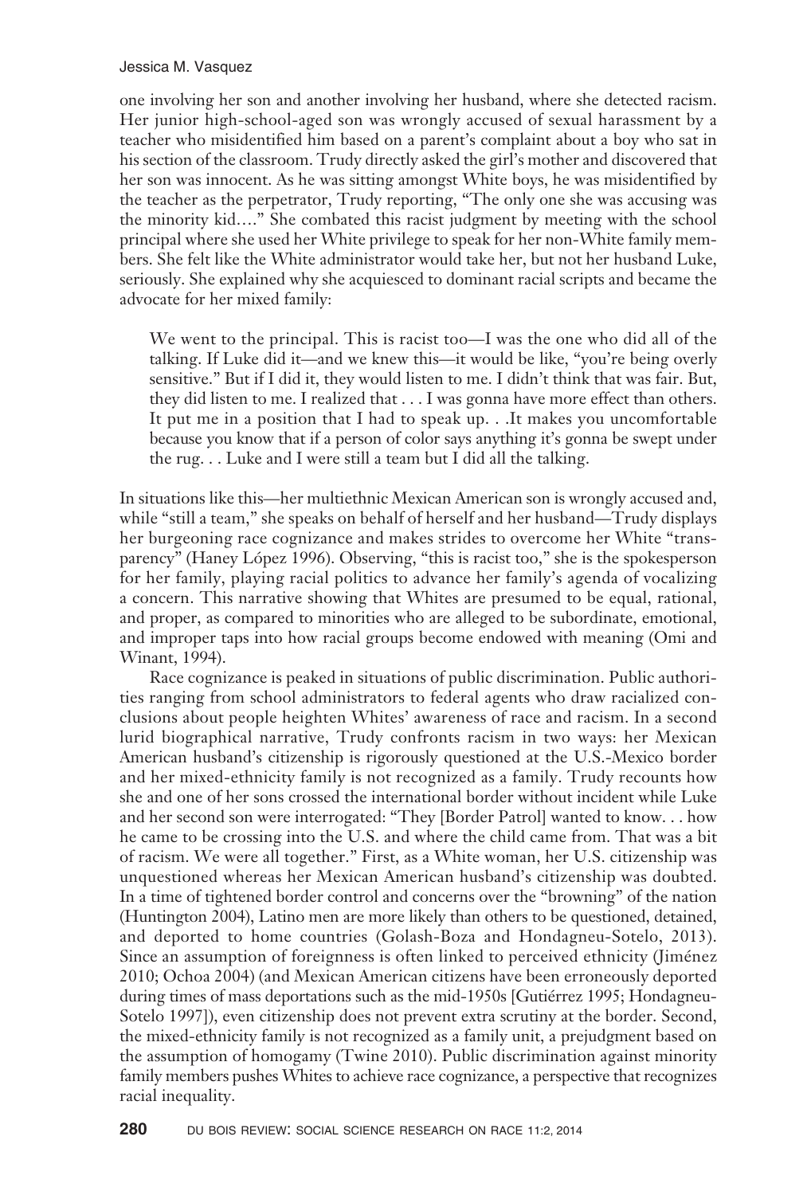one involving her son and another involving her husband, where she detected racism. Her junior high-school-aged son was wrongly accused of sexual harassment by a teacher who misidentified him based on a parent's complaint about a boy who sat in his section of the classroom. Trudy directly asked the girl's mother and discovered that her son was innocent. As he was sitting amongst White boys, he was misidentified by the teacher as the perpetrator, Trudy reporting, "The only one she was accusing was the minority kid…." She combated this racist judgment by meeting with the school principal where she used her White privilege to speak for her non-White family members. She felt like the White administrator would take her, but not her husband Luke, seriously. She explained why she acquiesced to dominant racial scripts and became the advocate for her mixed family:

> We went to the principal. This is racist too—I was the one who did all of the talking. If Luke did it—and we knew this—it would be like, "you're being overly sensitive." But if I did it, they would listen to me. I didn't think that was fair. But, they did listen to me. I realized that . . . I was gonna have more effect than others. It put me in a position that I had to speak up. . .It makes you uncomfortable because you know that if a person of color says anything it's gonna be swept under the rug. . . Luke and I were still a team but I did all the talking.

In situations like this—her multiethnic Mexican American son is wrongly accused and, while "still a team," she speaks on behalf of herself and her husband—Trudy displays her burgeoning race cognizance and makes strides to overcome her White "transparency" (Haney López 1996). Observing, "this is racist too," she is the spokesperson for her family, playing racial politics to advance her family's agenda of vocalizing a concern. This narrative showing that Whites are presumed to be equal, rational, and proper, as compared to minorities who are alleged to be subordinate, emotional, and improper taps into how racial groups become endowed with meaning (Omi and Winant, 1994).

Race cognizance is peaked in situations of public discrimination. Public authorities ranging from school administrators to federal agents who draw racialized conclusions about people heighten Whites' awareness of race and racism. In a second lurid biographical narrative, Trudy confronts racism in two ways: her Mexican American husband's citizenship is rigorously questioned at the U.S.-Mexico border and her mixed-ethnicity family is not recognized as a family. Trudy recounts how she and one of her sons crossed the international border without incident while Luke and her second son were interrogated: "They [Border Patrol] wanted to know. . . how he came to be crossing into the U.S. and where the child came from. That was a bit of racism. We were all together." First, as a White woman, her U.S. citizenship was unquestioned whereas her Mexican American husband's citizenship was doubted. In a time of tightened border control and concerns over the "browning" of the nation (Huntington 2004), Latino men are more likely than others to be questioned, detained, and deported to home countries (Golash-Boza and Hondagneu-Sotelo, 2013). Since an assumption of foreignness is often linked to perceived ethnicity (Jiménez 2010; Ochoa 2004) (and Mexican American citizens have been erroneously deported during times of mass deportations such as the mid-1950s [Gutiérrez 1995; Hondagneu-Sotelo 1997]), even citizenship does not prevent extra scrutiny at the border. Second, the mixed-ethnicity family is not recognized as a family unit, a prejudgment based on the assumption of homogamy (Twine 2010). Public discrimination against minority family members pushes Whites to achieve race cognizance, a perspective that recognizes racial inequality.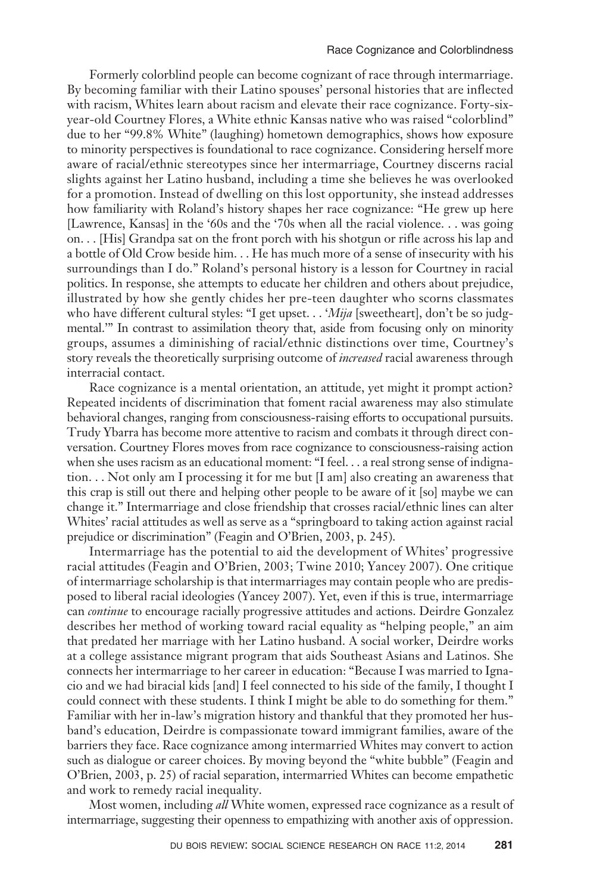Formerly colorblind people can become cognizant of race through intermarriage. By becoming familiar with their Latino spouses' personal histories that are inflected with racism, Whites learn about racism and elevate their race cognizance. Forty-six-year-old Courtney Flores, a White ethnic Kansas native who was raised "colorblind" due to her "99.8% White" (laughing) hometown demographics, shows how exposure to minority perspectives is foundational to race cognizance. Considering herself more aware of racial/ethnic stereotypes since her intermarriage, Courtney discerns racial slights against her Latino husband, including a time she believes he was overlooked for a promotion. Instead of dwelling on this lost opportunity, she instead addresses how familiarity with Roland's history shapes her race cognizance: "He grew up here [Lawrence, Kansas] in the '60s and the '70s when all the racial violence. . . was going on. . . [His] Grandpa sat on the front porch with his shotgun or rifle across his lap and a bottle of Old Crow beside him. . . He has much more of a sense of insecurity with his surroundings than I do." Roland's personal history is a lesson for Courtney in racial politics. In response, she attempts to educate her children and others about prejudice, illustrated by how she gently chides her pre-teen daughter who scorns classmates who have different cultural styles: "I get upset. . . '*Mija* [sweetheart], don't be so judgmental.'" In contrast to assimilation theory that, aside from focusing only on minority groups, assumes a diminishing of racial/ethnic distinctions over time, Courtney's story reveals the theoretically surprising outcome of *increased* racial awareness through interracial contact.

Race cognizance is a mental orientation, an attitude, yet might it prompt action? Repeated incidents of discrimination that foment racial awareness may also stimulate behavioral changes, ranging from consciousness-raising efforts to occupational pursuits. Trudy Ybarra has become more attentive to racism and combats it through direct conversation. Courtney Flores moves from race cognizance to consciousness-raising action when she uses racism as an educational moment: "I feel. . . a real strong sense of indignation. . . Not only am I processing it for me but [I am] also creating an awareness that this crap is still out there and helping other people to be aware of it [so] maybe we can change it." Intermarriage and close friendship that crosses racial/ethnic lines can alter Whites' racial attitudes as well as serve as a "springboard to taking action against racial prejudice or discrimination" (Feagin and O'Brien, 2003, p. 245).

Intermarriage has the potential to aid the development of Whites' progressive racial attitudes (Feagin and O'Brien, 2003; Twine 2010; Yancey 2007). One critique of intermarriage scholarship is that intermarriages may contain people who are predisposed to liberal racial ideologies (Yancey 2007). Yet, even if this is true, intermarriage can *continue* to encourage racially progressive attitudes and actions. Deirdre Gonzalez describes her method of working toward racial equality as "helping people," an aim that predated her marriage with her Latino husband. A social worker, Deirdre works at a college assistance migrant program that aids Southeast Asians and Latinos. She connects her intermarriage to her career in education: "Because I was married to Ignacio and we had biracial kids [and] I feel connected to his side of the family, I thought I could connect with these students. I think I might be able to do something for them." Familiar with her in-law's migration history and thankful that they promoted her husband's education, Deirdre is compassionate toward immigrant families, aware of the barriers they face. Race cognizance among intermarried Whites may convert to action such as dialogue or career choices. By moving beyond the "white bubble" (Feagin and O'Brien, 2003, p. 25) of racial separation, intermarried Whites can become empathetic and work to remedy racial inequality.

Most women, including *all* White women, expressed race cognizance as a result of intermarriage, suggesting their openness to empathizing with another axis of oppression.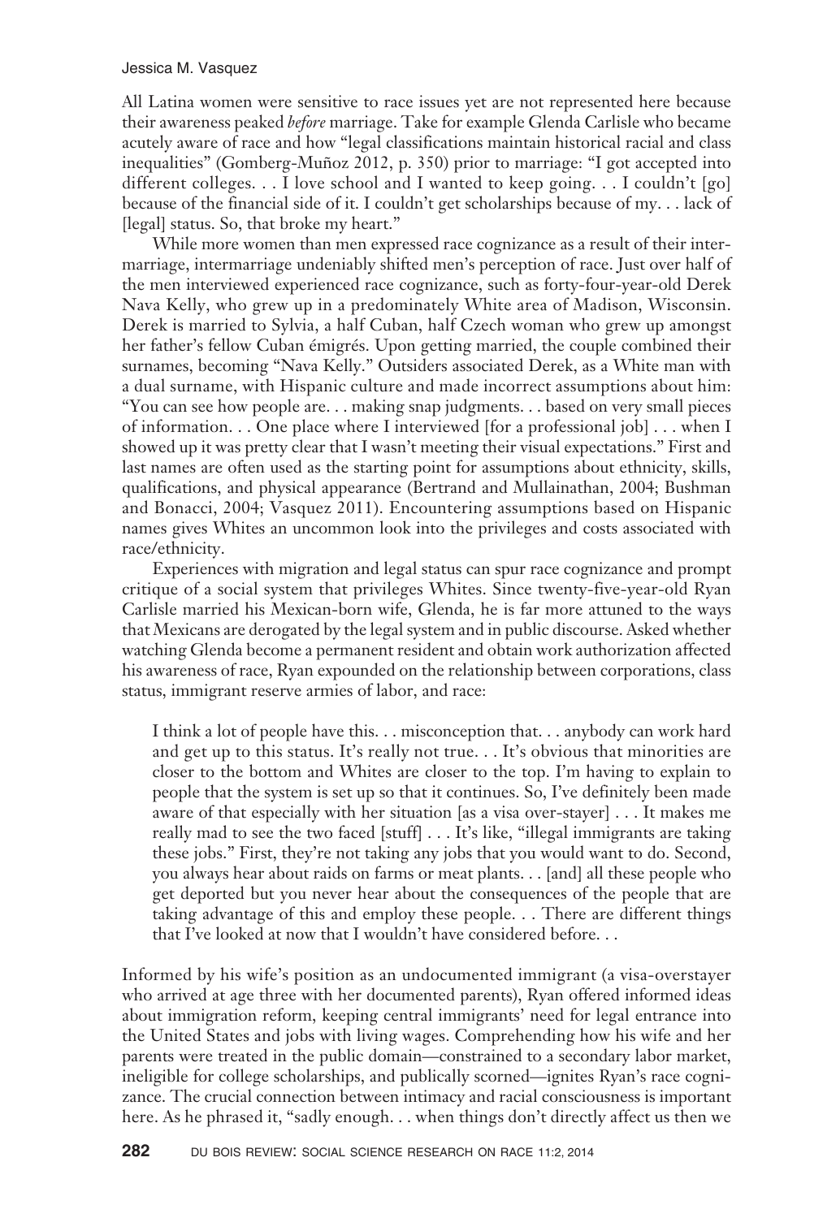All Latina women were sensitive to race issues yet are not represented here because their awareness peaked *before* marriage. Take for example Glenda Carlisle who became acutely aware of race and how "legal classifications maintain historical racial and class inequalities" (Gomberg-Muñoz 2012, p. 350) prior to marriage: "I got accepted into different colleges. . . I love school and I wanted to keep going. . . I couldn't [go] because of the financial side of it. I couldn't get scholarships because of my. . . lack of [legal] status. So, that broke my heart."

While more women than men expressed race cognizance as a result of their intermarriage, intermarriage undeniably shifted men's perception of race. Just over half of the men interviewed experienced race cognizance, such as forty-four-year-old Derek Nava Kelly, who grew up in a predominately White area of Madison, Wisconsin. Derek is married to Sylvia, a half Cuban, half Czech woman who grew up amongst her father's fellow Cuban émigrés. Upon getting married, the couple combined their surnames, becoming "Nava Kelly." Outsiders associated Derek, as a White man with a dual surname, with Hispanic culture and made incorrect assumptions about him: "You can see how people are. . . making snap judgments. . . based on very small pieces of information. . . One place where I interviewed [for a professional job] . . . when I showed up it was pretty clear that I wasn't meeting their visual expectations." First and last names are often used as the starting point for assumptions about ethnicity, skills, qualifications, and physical appearance (Bertrand and Mullainathan, 2004; Bushman and Bonacci, 2004; Vasquez 2011). Encountering assumptions based on Hispanic names gives Whites an uncommon look into the privileges and costs associated with race/ethnicity.

Experiences with migration and legal status can spur race cognizance and prompt critique of a social system that privileges Whites. Since twenty-five-year-old Ryan Carlisle married his Mexican-born wife, Glenda, he is far more attuned to the ways that Mexicans are derogated by the legal system and in public discourse. Asked whether watching Glenda become a permanent resident and obtain work authorization affected his awareness of race, Ryan expounded on the relationship between corporations, class status, immigrant reserve armies of labor, and race:

> I think a lot of people have this. . . misconception that. . . anybody can work hard and get up to this status. It's really not true. . . It's obvious that minorities are closer to the bottom and Whites are closer to the top. I'm having to explain to people that the system is set up so that it continues. So, I've definitely been made aware of that especially with her situation [as a visa over-stayer] . . . It makes me really mad to see the two faced [stuff] . . . It's like, "illegal immigrants are taking these jobs." First, they're not taking any jobs that you would want to do. Second, you always hear about raids on farms or meat plants. . . [and] all these people who get deported but you never hear about the consequences of the people that are taking advantage of this and employ these people. . . There are different things that I've looked at now that I wouldn't have considered before. . .

Informed by his wife's position as an undocumented immigrant (a visa-overstayer who arrived at age three with her documented parents), Ryan offered informed ideas about immigration reform, keeping central immigrants' need for legal entrance into the United States and jobs with living wages. Comprehending how his wife and her parents were treated in the public domain—constrained to a secondary labor market, ineligible for college scholarships, and publically scorned—ignites Ryan's race cognizance. The crucial connection between intimacy and racial consciousness is important here. As he phrased it, "sadly enough. . . when things don't directly affect us then we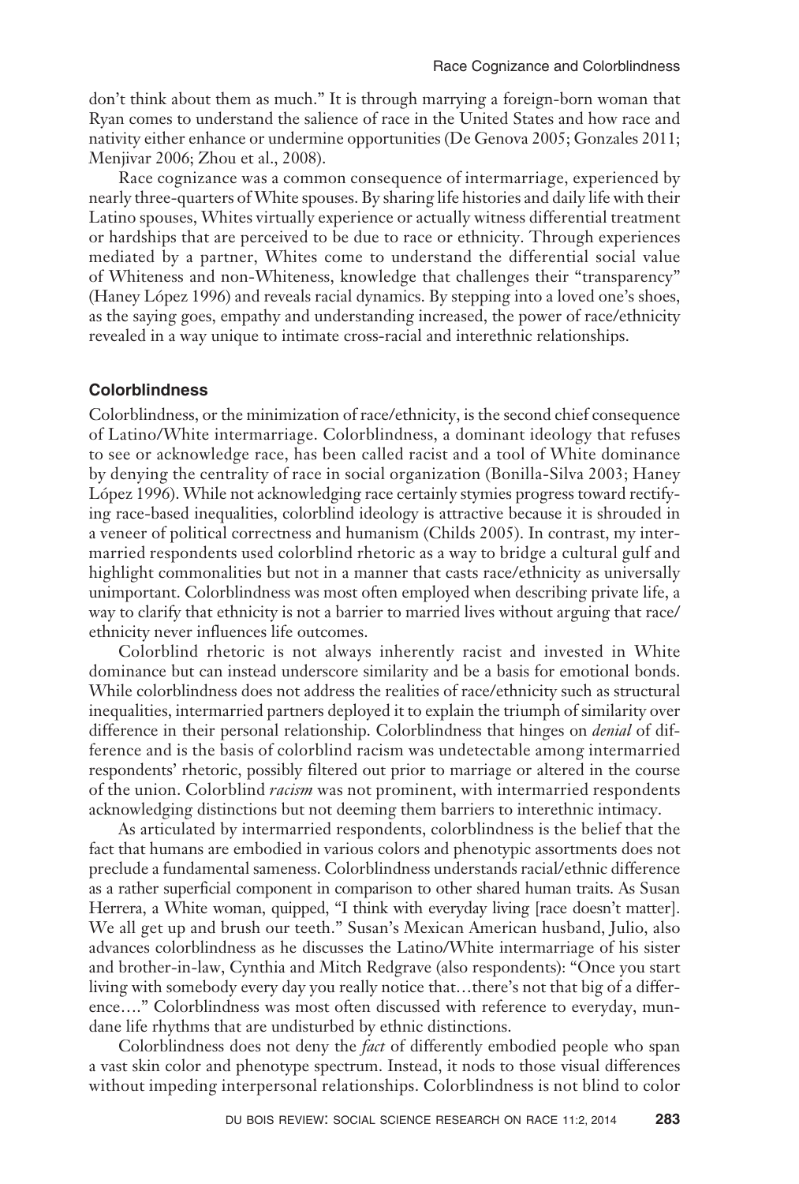don't think about them as much." It is through marrying a foreign-born woman that Ryan comes to understand the salience of race in the United States and how race and nativity either enhance or undermine opportunities (De Genova 2005; Gonzales 2011; Menjivar 2006; Zhou et al., 2008).

Race cognizance was a common consequence of intermarriage, experienced by nearly three-quarters of White spouses. By sharing life histories and daily life with their Latino spouses, Whites virtually experience or actually witness differential treatment or hardships that are perceived to be due to race or ethnicity. Through experiences mediated by a partner, Whites come to understand the differential social value of Whiteness and non-Whiteness, knowledge that challenges their "transparency" (Haney López 1996) and reveals racial dynamics. By stepping into a loved one's shoes, as the saying goes, empathy and understanding increased, the power of race/ethnicity revealed in a way unique to intimate cross-racial and interethnic relationships.

### Colorblindness

Colorblindness, or the minimization of race/ethnicity, is the second chief consequence of Latino/White intermarriage. Colorblindness, a dominant ideology that refuses to see or acknowledge race, has been called racist and a tool of White dominance by denying the centrality of race in social organization (Bonilla-Silva 2003; Haney López 1996). While not acknowledging race certainly stymies progress toward rectifying race-based inequalities, colorblind ideology is attractive because it is shrouded in a veneer of political correctness and humanism (Childs 2005). In contrast, my intermarried respondents used colorblind rhetoric as a way to bridge a cultural gulf and highlight commonalities but not in a manner that casts race/ethnicity as universally unimportant. Colorblindness was most often employed when describing private life, a way to clarify that ethnicity is not a barrier to married lives without arguing that race/ethnicity never influences life outcomes.

Colorblind rhetoric is not always inherently racist and invested in White dominance but can instead underscore similarity and be a basis for emotional bonds. While colorblindness does not address the realities of race/ethnicity such as structural inequalities, intermarried partners deployed it to explain the triumph of similarity over difference in their personal relationship. Colorblindness that hinges on *denial* of difference and is the basis of colorblind racism was undetectable among intermarried respondents' rhetoric, possibly filtered out prior to marriage or altered in the course of the union. Colorblind *racism* was not prominent, with intermarried respondents acknowledging distinctions but not deeming them barriers to interethnic intimacy.

As articulated by intermarried respondents, colorblindness is the belief that the fact that humans are embodied in various colors and phenotypic assortments does not preclude a fundamental sameness. Colorblindness understands racial/ethnic difference as a rather superficial component in comparison to other shared human traits. As Susan Herrera, a White woman, quipped, "I think with everyday living [race doesn't matter]. We all get up and brush our teeth." Susan's Mexican American husband, Julio, also advances colorblindness as he discusses the Latino/White intermarriage of his sister and brother-in-law, Cynthia and Mitch Redgrave (also respondents): "Once you start living with somebody every day you really notice that…there's not that big of a difference…." Colorblindness was most often discussed with reference to everyday, mundane life rhythms that are undisturbed by ethnic distinctions.

Colorblindness does not deny the *fact* of differently embodied people who span a vast skin color and phenotype spectrum. Instead, it nods to those visual differences without impeding interpersonal relationships. Colorblindness is not blind to color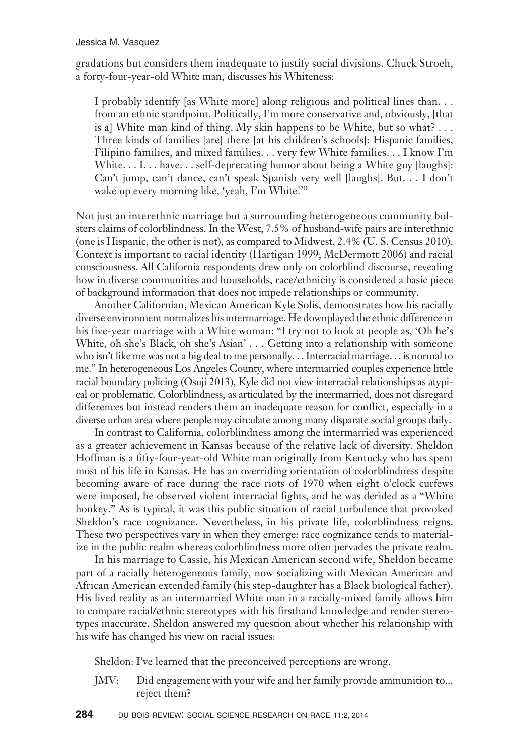gradations but considers them inadequate to justify social divisions. Chuck Stroeh, a forty-four-year-old White man, discusses his Whiteness:

> I probably identify [as White more] along religious and political lines than. . . from an ethnic standpoint. Politically, I'm more conservative and, obviously, [that is a] White man kind of thing. My skin happens to be White, but so what? . . . Three kinds of families [are] there [at his children's schools]: Hispanic families, Filipino families, and mixed families. . . very few White families. . . I know I'm White. . . I. . . have. . . self-deprecating humor about being a White guy [laughs]: Can't jump, can't dance, can't speak Spanish very well [laughs]. But. . . I don't wake up every morning like, 'yeah, I'm White!'"

Not just an interethnic marriage but a surrounding heterogeneous community bolsters claims of colorblindness. In the West, 7.5% of husband-wife pairs are interethnic (one is Hispanic, the other is not), as compared to Midwest, 2.4% (U. S. Census 2010). Context is important to racial identity (Hartigan 1999; McDermott 2006) and racial consciousness. All California respondents drew only on colorblind discourse, revealing how in diverse communities and households, race/ethnicity is considered a basic piece of background information that does not impede relationships or community.

Another Californian, Mexican American Kyle Solis, demonstrates how his racially diverse environment normalizes his intermarriage. He downplayed the ethnic difference in his five-year marriage with a White woman: "I try not to look at people as, 'Oh he's White, oh she's Black, oh she's Asian' . . . Getting into a relationship with someone who isn't like me was not a big deal to me personally. . . Interracial marriage. . . is normal to me." In heterogeneous Los Angeles County, where intermarried couples experience little racial boundary policing (Osuji 2013), Kyle did not view interracial relationships as atypical or problematic. Colorblindness, as articulated by the intermarried, does not disregard differences but instead renders them an inadequate reason for conflict, especially in a diverse urban area where people may circulate among many disparate social groups daily.

In contrast to California, colorblindness among the intermarried was experienced as a greater achievement in Kansas because of the relative lack of diversity. Sheldon Hoffman is a fifty-four-year-old White man originally from Kentucky who has spent most of his life in Kansas. He has an overriding orientation of colorblindness despite becoming aware of race during the race riots of 1970 when eight o'clock curfews were imposed, he observed violent interracial fights, and he was derided as a "White honkey." As is typical, it was this public situation of racial turbulence that provoked Sheldon's race cognizance. Nevertheless, in his private life, colorblindness reigns. These two perspectives vary in when they emerge: race cognizance tends to materialize in the public realm whereas colorblindness more often pervades the private realm.

In his marriage to Cassie, his Mexican American second wife, Sheldon became part of a racially heterogeneous family, now socializing with Mexican American and African American extended family (his step-daughter has a Black biological father). His lived reality as an intermarried White man in a racially-mixed family allows him to compare racial/ethnic stereotypes with his firsthand knowledge and render stereotypes inaccurate. Sheldon answered my question about whether his relationship with his wife has changed his view on racial issues:

> Sheldon: I've learned that the preconceived perceptions are wrong.
>
> JMV: Did engagement with your wife and her family provide ammunition to... reject them?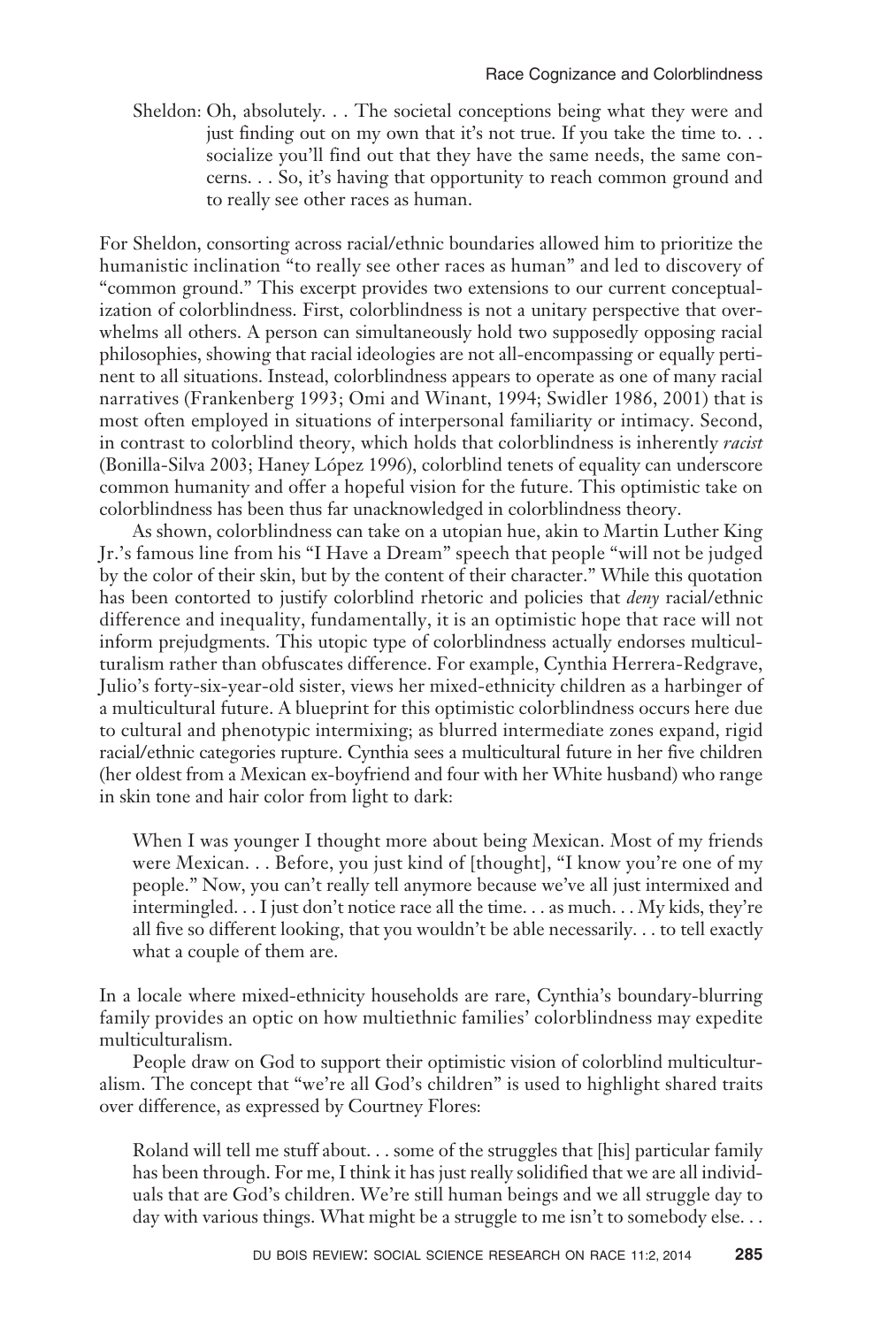Sheldon: Oh, absolutely. . . The societal conceptions being what they were and just finding out on my own that it's not true. If you take the time to. . . socialize you'll find out that they have the same needs, the same concerns. . . So, it's having that opportunity to reach common ground and to really see other races as human.

For Sheldon, consorting across racial/ethnic boundaries allowed him to prioritize the humanistic inclination "to really see other races as human" and led to discovery of "common ground." This excerpt provides two extensions to our current conceptualization of colorblindness. First, colorblindness is not a unitary perspective that overwhelms all others. A person can simultaneously hold two supposedly opposing racial philosophies, showing that racial ideologies are not all-encompassing or equally pertinent to all situations. Instead, colorblindness appears to operate as one of many racial narratives (Frankenberg 1993; Omi and Winant, 1994; Swidler 1986, 2001) that is most often employed in situations of interpersonal familiarity or intimacy. Second, in contrast to colorblind theory, which holds that colorblindness is inherently *racist* (Bonilla-Silva 2003; Haney López 1996), colorblind tenets of equality can underscore common humanity and offer a hopeful vision for the future. This optimistic take on colorblindness has been thus far unacknowledged in colorblindness theory.

As shown, colorblindness can take on a utopian hue, akin to Martin Luther King Jr.'s famous line from his "I Have a Dream" speech that people "will not be judged by the color of their skin, but by the content of their character." While this quotation has been contorted to justify colorblind rhetoric and policies that *deny* racial/ethnic difference and inequality, fundamentally, it is an optimistic hope that race will not inform prejudgments. This utopic type of colorblindness actually endorses multiculturalism rather than obfuscates difference. For example, Cynthia Herrera-Redgrave, Julio's forty-six-year-old sister, views her mixed-ethnicity children as a harbinger of a multicultural future. A blueprint for this optimistic colorblindness occurs here due to cultural and phenotypic intermixing; as blurred intermediate zones expand, rigid racial/ethnic categories rupture. Cynthia sees a multicultural future in her five children (her oldest from a Mexican ex-boyfriend and four with her White husband) who range in skin tone and hair color from light to dark:

> When I was younger I thought more about being Mexican. Most of my friends were Mexican. . . Before, you just kind of [thought], "I know you're one of my people." Now, you can't really tell anymore because we've all just intermixed and intermingled. . . I just don't notice race all the time. . . as much. . . My kids, they're all five so different looking, that you wouldn't be able necessarily. . . to tell exactly what a couple of them are.

In a locale where mixed-ethnicity households are rare, Cynthia's boundary-blurring family provides an optic on how multiethnic families' colorblindness may expedite multiculturalism.

People draw on God to support their optimistic vision of colorblind multiculturalism. The concept that "we're all God's children" is used to highlight shared traits over difference, as expressed by Courtney Flores:

> Roland will tell me stuff about. . . some of the struggles that [his] particular family has been through. For me, I think it has just really solidified that we are all individuals that are God's children. We're still human beings and we all struggle day to day with various things. What might be a struggle to me isn't to somebody else. . .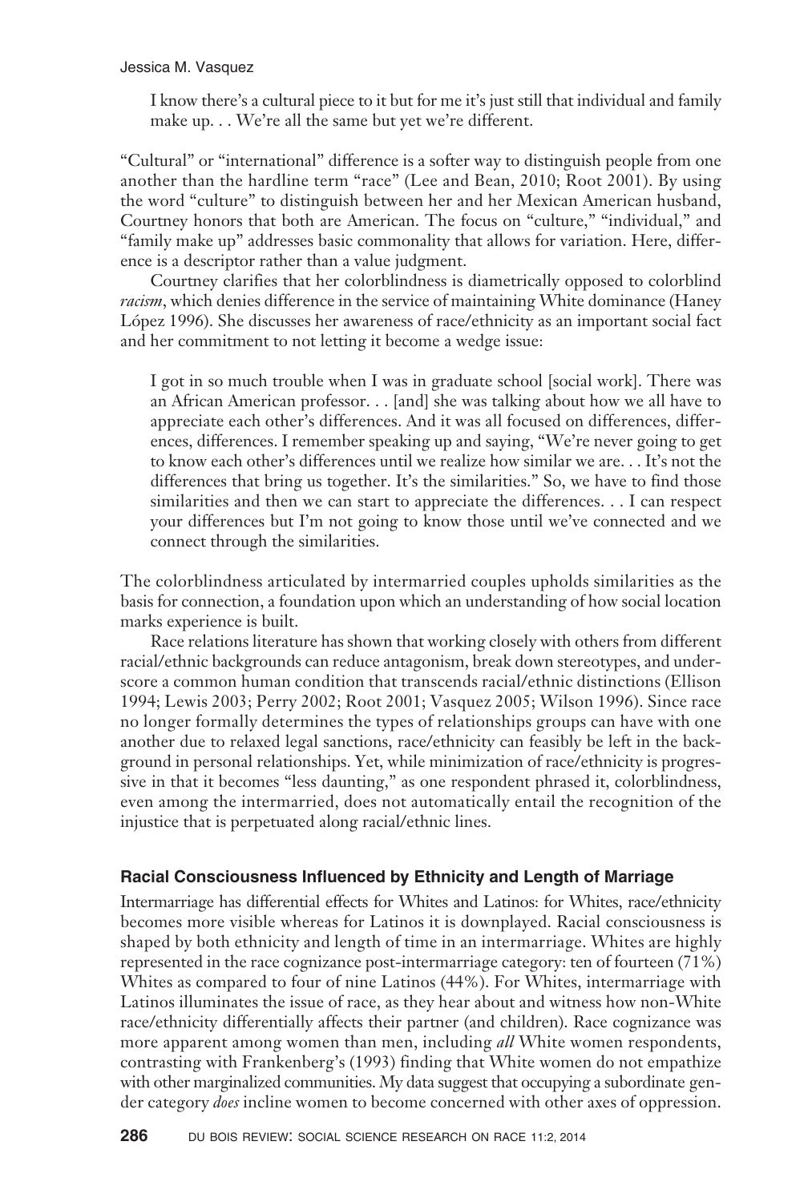> I know there's a cultural piece to it but for me it's just still that individual and family make up. . . We're all the same but yet we're different.

"Cultural" or "international" difference is a softer way to distinguish people from one another than the hardline term "race" (Lee and Bean, 2010; Root 2001). By using the word "culture" to distinguish between her and her Mexican American husband, Courtney honors that both are American. The focus on "culture," "individual," and "family make up" addresses basic commonality that allows for variation. Here, difference is a descriptor rather than a value judgment.

Courtney clarifies that her colorblindness is diametrically opposed to colorblind *racism*, which denies difference in the service of maintaining White dominance (Haney López 1996). She discusses her awareness of race/ethnicity as an important social fact and her commitment to not letting it become a wedge issue:

> I got in so much trouble when I was in graduate school [social work]. There was an African American professor. . . [and] she was talking about how we all have to appreciate each other's differences. And it was all focused on differences, differences, differences. I remember speaking up and saying, "We're never going to get to know each other's differences until we realize how similar we are. . . It's not the differences that bring us together. It's the similarities." So, we have to find those similarities and then we can start to appreciate the differences. . . I can respect your differences but I'm not going to know those until we've connected and we connect through the similarities.

The colorblindness articulated by intermarried couples upholds similarities as the basis for connection, a foundation upon which an understanding of how social location marks experience is built.

Race relations literature has shown that working closely with others from different racial/ethnic backgrounds can reduce antagonism, break down stereotypes, and underscore a common human condition that transcends racial/ethnic distinctions (Ellison 1994; Lewis 2003; Perry 2002; Root 2001; Vasquez 2005; Wilson 1996). Since race no longer formally determines the types of relationships groups can have with one another due to relaxed legal sanctions, race/ethnicity can feasibly be left in the background in personal relationships. Yet, while minimization of race/ethnicity is progressive in that it becomes "less daunting," as one respondent phrased it, colorblindness, even among the intermarried, does not automatically entail the recognition of the injustice that is perpetuated along racial/ethnic lines.

### Racial Consciousness Influenced by Ethnicity and Length of Marriage

Intermarriage has differential effects for Whites and Latinos: for Whites, race/ethnicity becomes more visible whereas for Latinos it is downplayed. Racial consciousness is shaped by both ethnicity and length of time in an intermarriage. Whites are highly represented in the race cognizance post-intermarriage category: ten of fourteen (71%) Whites as compared to four of nine Latinos (44%). For Whites, intermarriage with Latinos illuminates the issue of race, as they hear about and witness how non-White race/ethnicity differentially affects their partner (and children). Race cognizance was more apparent among women than men, including *all* White women respondents, contrasting with Frankenberg's (1993) finding that White women do not empathize with other marginalized communities. My data suggest that occupying a subordinate gender category *does* incline women to become concerned with other axes of oppression.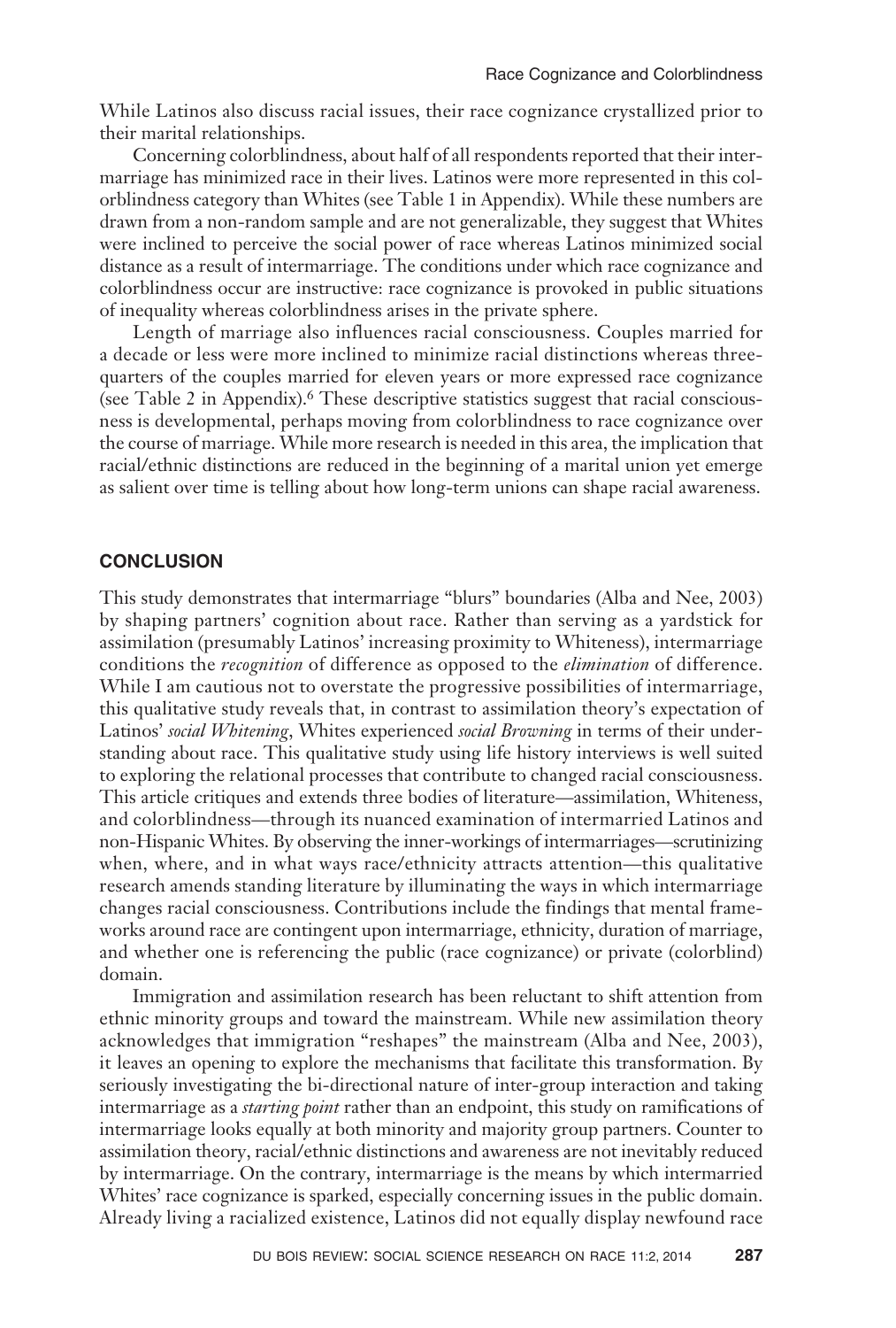While Latinos also discuss racial issues, their race cognizance crystallized prior to their marital relationships.

Concerning colorblindness, about half of all respondents reported that their intermarriage has minimized race in their lives. Latinos were more represented in this colorblindness category than Whites (see Table 1 in Appendix). While these numbers are drawn from a non-random sample and are not generalizable, they suggest that Whites were inclined to perceive the social power of race whereas Latinos minimized social distance as a result of intermarriage. The conditions under which race cognizance and colorblindness occur are instructive: race cognizance is provoked in public situations of inequality whereas colorblindness arises in the private sphere.

Length of marriage also influences racial consciousness. Couples married for a decade or less were more inclined to minimize racial distinctions whereas three-quarters of the couples married for eleven years or more expressed race cognizance (see Table 2 in Appendix).[6] These descriptive statistics suggest that racial consciousness is developmental, perhaps moving from colorblindness to race cognizance over the course of marriage. While more research is needed in this area, the implication that racial/ethnic distinctions are reduced in the beginning of a marital union yet emerge as salient over time is telling about how long-term unions can shape racial awareness.

## CONCLUSION

This study demonstrates that intermarriage "blurs" boundaries (Alba and Nee, 2003) by shaping partners' cognition about race. Rather than serving as a yardstick for assimilation (presumably Latinos' increasing proximity to Whiteness), intermarriage conditions the *recognition* of difference as opposed to the *elimination* of difference. While I am cautious not to overstate the progressive possibilities of intermarriage, this qualitative study reveals that, in contrast to assimilation theory's expectation of Latinos' *social Whitening*, Whites experienced *social Browning* in terms of their understanding about race. This qualitative study using life history interviews is well suited to exploring the relational processes that contribute to changed racial consciousness. This article critiques and extends three bodies of literature—assimilation, Whiteness, and colorblindness—through its nuanced examination of intermarried Latinos and non-Hispanic Whites. By observing the inner-workings of intermarriages—scrutinizing when, where, and in what ways race/ethnicity attracts attention—this qualitative research amends standing literature by illuminating the ways in which intermarriage changes racial consciousness. Contributions include the findings that mental frameworks around race are contingent upon intermarriage, ethnicity, duration of marriage, and whether one is referencing the public (race cognizance) or private (colorblind) domain.

Immigration and assimilation research has been reluctant to shift attention from ethnic minority groups and toward the mainstream. While new assimilation theory acknowledges that immigration "reshapes" the mainstream (Alba and Nee, 2003), it leaves an opening to explore the mechanisms that facilitate this transformation. By seriously investigating the bi-directional nature of inter-group interaction and taking intermarriage as a *starting point* rather than an endpoint, this study on ramifications of intermarriage looks equally at both minority and majority group partners. Counter to assimilation theory, racial/ethnic distinctions and awareness are not inevitably reduced by intermarriage. On the contrary, intermarriage is the means by which intermarried Whites' race cognizance is sparked, especially concerning issues in the public domain. Already living a racialized existence, Latinos did not equally display newfound race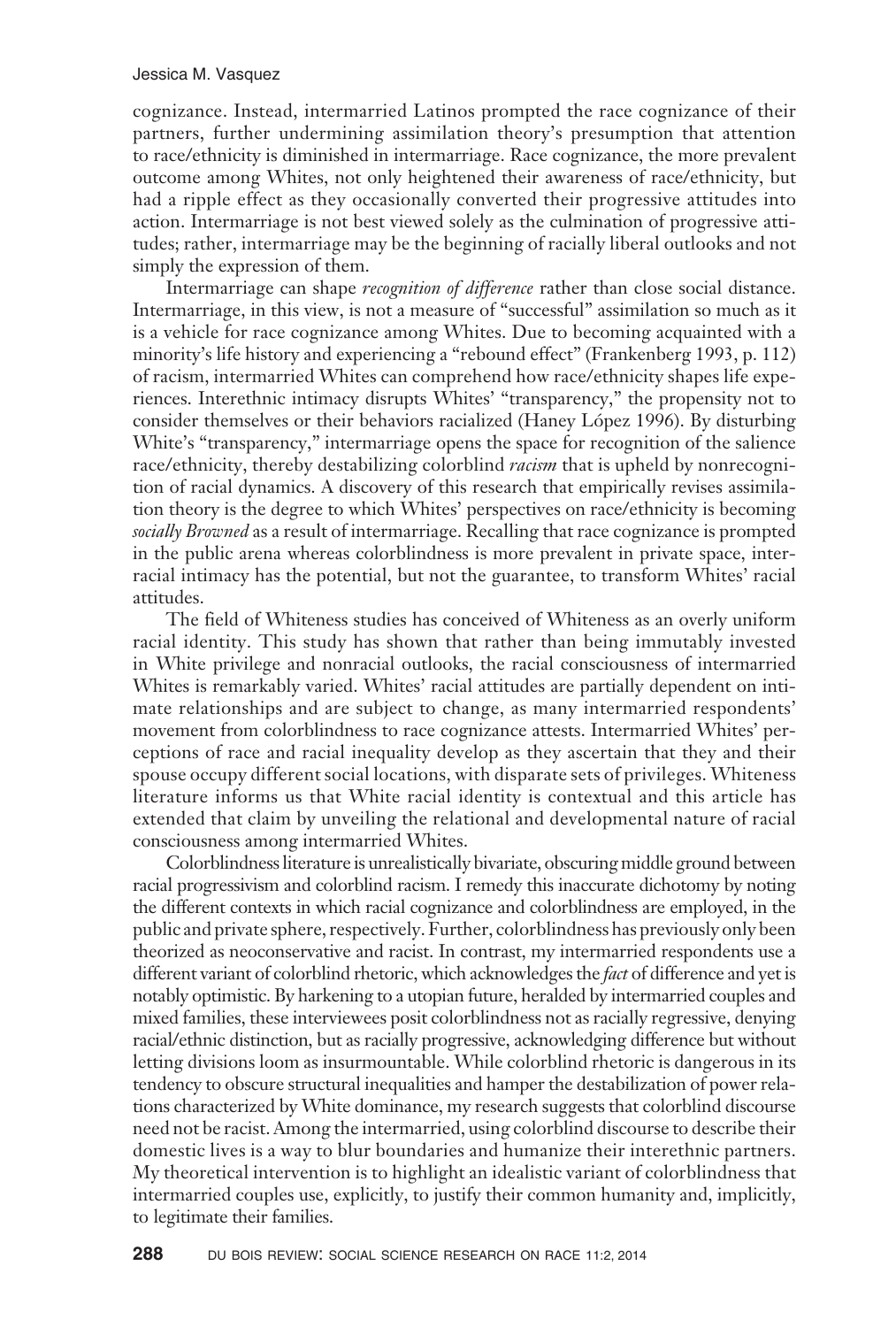cognizance. Instead, intermarried Latinos prompted the race cognizance of their partners, further undermining assimilation theory's presumption that attention to race/ethnicity is diminished in intermarriage. Race cognizance, the more prevalent outcome among Whites, not only heightened their awareness of race/ethnicity, but had a ripple effect as they occasionally converted their progressive attitudes into action. Intermarriage is not best viewed solely as the culmination of progressive attitudes; rather, intermarriage may be the beginning of racially liberal outlooks and not simply the expression of them.

Intermarriage can shape *recognition of difference* rather than close social distance. Intermarriage, in this view, is not a measure of "successful" assimilation so much as it is a vehicle for race cognizance among Whites. Due to becoming acquainted with a minority's life history and experiencing a "rebound effect" (Frankenberg 1993, p. 112) of racism, intermarried Whites can comprehend how race/ethnicity shapes life experiences. Interethnic intimacy disrupts Whites' "transparency," the propensity not to consider themselves or their behaviors racialized (Haney López 1996). By disturbing White's "transparency," intermarriage opens the space for recognition of the salience race/ethnicity, thereby destabilizing colorblind *racism* that is upheld by nonrecognition of racial dynamics. A discovery of this research that empirically revises assimilation theory is the degree to which Whites' perspectives on race/ethnicity is becoming *socially Browned* as a result of intermarriage. Recalling that race cognizance is prompted in the public arena whereas colorblindness is more prevalent in private space, interracial intimacy has the potential, but not the guarantee, to transform Whites' racial attitudes.

The field of Whiteness studies has conceived of Whiteness as an overly uniform racial identity. This study has shown that rather than being immutably invested in White privilege and nonracial outlooks, the racial consciousness of intermarried Whites is remarkably varied. Whites' racial attitudes are partially dependent on intimate relationships and are subject to change, as many intermarried respondents' movement from colorblindness to race cognizance attests. Intermarried Whites' perceptions of race and racial inequality develop as they ascertain that they and their spouse occupy different social locations, with disparate sets of privileges. Whiteness literature informs us that White racial identity is contextual and this article has extended that claim by unveiling the relational and developmental nature of racial consciousness among intermarried Whites.

Colorblindness literature is unrealistically bivariate, obscuring middle ground between racial progressivism and colorblind racism. I remedy this inaccurate dichotomy by noting the different contexts in which racial cognizance and colorblindness are employed, in the public and private sphere, respectively. Further, colorblindness has previously only been theorized as neoconservative and racist. In contrast, my intermarried respondents use a different variant of colorblind rhetoric, which acknowledges the *fact* of difference and yet is notably optimistic. By harkening to a utopian future, heralded by intermarried couples and mixed families, these interviewees posit colorblindness not as racially regressive, denying racial/ethnic distinction, but as racially progressive, acknowledging difference but without letting divisions loom as insurmountable. While colorblind rhetoric is dangerous in its tendency to obscure structural inequalities and hamper the destabilization of power relations characterized by White dominance, my research suggests that colorblind discourse need not be racist. Among the intermarried, using colorblind discourse to describe their domestic lives is a way to blur boundaries and humanize their interethnic partners. My theoretical intervention is to highlight an idealistic variant of colorblindness that intermarried couples use, explicitly, to justify their common humanity and, implicitly, to legitimate their families.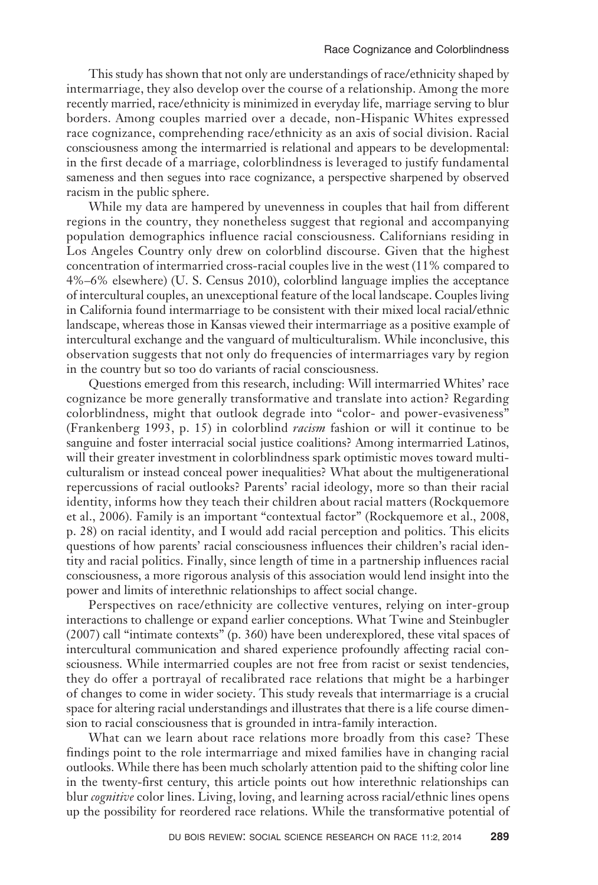This study has shown that not only are understandings of race/ethnicity shaped by intermarriage, they also develop over the course of a relationship. Among the more recently married, race/ethnicity is minimized in everyday life, marriage serving to blur borders. Among couples married over a decade, non-Hispanic Whites expressed race cognizance, comprehending race/ethnicity as an axis of social division. Racial consciousness among the intermarried is relational and appears to be developmental: in the first decade of a marriage, colorblindness is leveraged to justify fundamental sameness and then segues into race cognizance, a perspective sharpened by observed racism in the public sphere.

While my data are hampered by unevenness in couples that hail from different regions in the country, they nonetheless suggest that regional and accompanying population demographics influence racial consciousness. Californians residing in Los Angeles Country only drew on colorblind discourse. Given that the highest concentration of intermarried cross-racial couples live in the west (11% compared to 4%–6% elsewhere) (U. S. Census 2010), colorblind language implies the acceptance of intercultural couples, an unexceptional feature of the local landscape. Couples living in California found intermarriage to be consistent with their mixed local racial/ethnic landscape, whereas those in Kansas viewed their intermarriage as a positive example of intercultural exchange and the vanguard of multiculturalism. While inconclusive, this observation suggests that not only do frequencies of intermarriages vary by region in the country but so too do variants of racial consciousness.

Questions emerged from this research, including: Will intermarried Whites' race cognizance be more generally transformative and translate into action? Regarding colorblindness, might that outlook degrade into "color- and power-evasiveness" (Frankenberg 1993, p. 15) in colorblind *racism* fashion or will it continue to be sanguine and foster interracial social justice coalitions? Among intermarried Latinos, will their greater investment in colorblindness spark optimistic moves toward multiculturalism or instead conceal power inequalities? What about the multigenerational repercussions of racial outlooks? Parents' racial ideology, more so than their racial identity, informs how they teach their children about racial matters (Rockquemore et al., 2006). Family is an important "contextual factor" (Rockquemore et al., 2008, p. 28) on racial identity, and I would add racial perception and politics. This elicits questions of how parents' racial consciousness influences their children's racial identity and racial politics. Finally, since length of time in a partnership influences racial consciousness, a more rigorous analysis of this association would lend insight into the power and limits of interethnic relationships to affect social change.

Perspectives on race/ethnicity are collective ventures, relying on inter-group interactions to challenge or expand earlier conceptions. What Twine and Steinbugler (2007) call "intimate contexts" (p. 360) have been underexplored, these vital spaces of intercultural communication and shared experience profoundly affecting racial consciousness. While intermarried couples are not free from racist or sexist tendencies, they do offer a portrayal of recalibrated race relations that might be a harbinger of changes to come in wider society. This study reveals that intermarriage is a crucial space for altering racial understandings and illustrates that there is a life course dimension to racial consciousness that is grounded in intra-family interaction.

What can we learn about race relations more broadly from this case? These findings point to the role intermarriage and mixed families have in changing racial outlooks. While there has been much scholarly attention paid to the shifting color line in the twenty-first century, this article points out how interethnic relationships can blur *cognitive* color lines. Living, loving, and learning across racial/ethnic lines opens up the possibility for reordered race relations. While the transformative potential of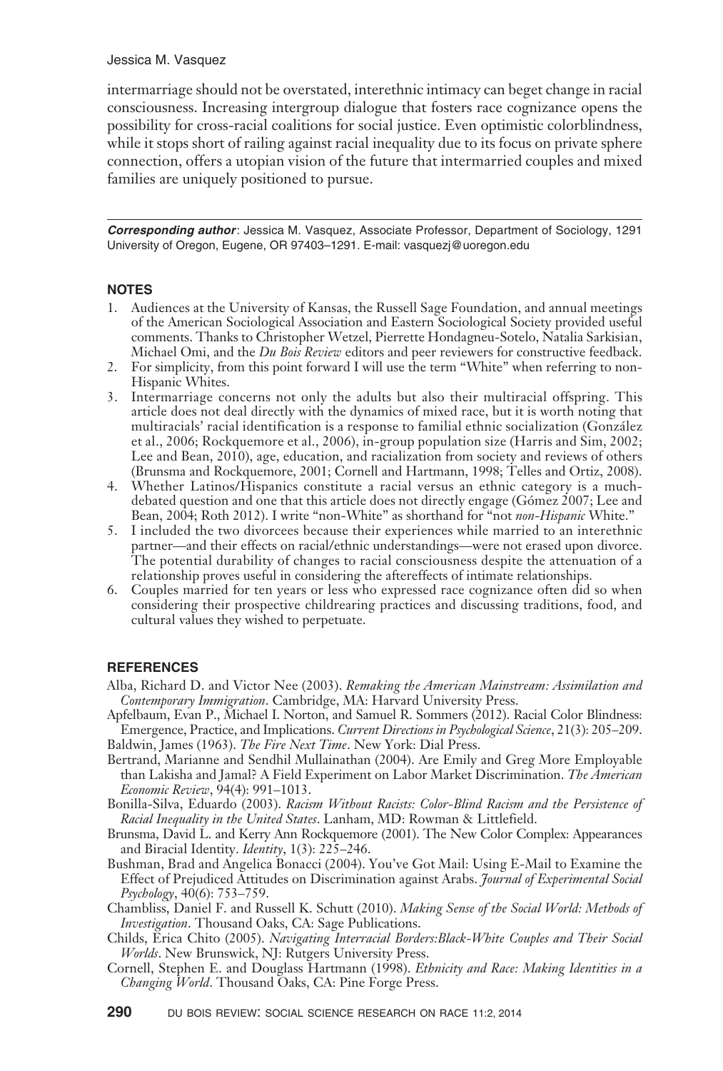intermarriage should not be overstated, interethnic intimacy can beget change in racial consciousness. Increasing intergroup dialogue that fosters race cognizance opens the possibility for cross-racial coalitions for social justice. Even optimistic colorblindness, while it stops short of railing against racial inequality due to its focus on private sphere connection, offers a utopian vision of the future that intermarried couples and mixed families are uniquely positioned to pursue.

***Corresponding author***: Jessica M. Vasquez, Associate Professor, Department of Sociology, 1291 University of Oregon, Eugene, OR 97403–1291. E-mail: vasquezj@uoregon.edu

## NOTES

1. Audiences at the University of Kansas, the Russell Sage Foundation, and annual meetings of the American Sociological Association and Eastern Sociological Society provided useful comments. Thanks to Christopher Wetzel, Pierrette Hondagneu-Sotelo, Natalia Sarkisian, Michael Omi, and the *Du Bois Review* editors and peer reviewers for constructive feedback.
2. For simplicity, from this point forward I will use the term "White" when referring to non-Hispanic Whites.
3. Intermarriage concerns not only the adults but also their multiracial offspring. This article does not deal directly with the dynamics of mixed race, but it is worth noting that multiracials' racial identification is a response to familial ethnic socialization (González et al., 2006; Rockquemore et al., 2006), in-group population size (Harris and Sim, 2002; Lee and Bean, 2010), age, education, and racialization from society and reviews of others (Brunsma and Rockquemore, 2001; Cornell and Hartmann, 1998; Telles and Ortiz, 2008).
4. Whether Latinos/Hispanics constitute a racial versus an ethnic category is a much-debated question and one that this article does not directly engage (Gómez 2007; Lee and Bean, 2004; Roth 2012). I write "non-White" as shorthand for "not *non-Hispanic* White."
5. I included the two divorcees because their experiences while married to an interethnic partner—and their effects on racial/ethnic understandings—were not erased upon divorce. The potential durability of changes to racial consciousness despite the attenuation of a relationship proves useful in considering the aftereffects of intimate relationships.
6. Couples married for ten years or less who expressed race cognizance often did so when considering their prospective childrearing practices and discussing traditions, food, and cultural values they wished to perpetuate.

## REFERENCES

Alba, Richard D. and Victor Nee (2003). *Remaking the American Mainstream: Assimilation and Contemporary Immigration*. Cambridge, MA: Harvard University Press.

Apfelbaum, Evan P., Michael I. Norton, and Samuel R. Sommers (2012). Racial Color Blindness: Emergence, Practice, and Implications. *Current Directions in Psychological Science*, 21(3): 205–209.

Baldwin, James (1963). *The Fire Next Time*. New York: Dial Press.

Bertrand, Marianne and Sendhil Mullainathan (2004). Are Emily and Greg More Employable than Lakisha and Jamal? A Field Experiment on Labor Market Discrimination. *The American Economic Review*, 94(4): 991–1013.

Bonilla-Silva, Eduardo (2003). *Racism Without Racists: Color-Blind Racism and the Persistence of Racial Inequality in the United States*. Lanham, MD: Rowman & Littlefield.

Brunsma, David L. and Kerry Ann Rockquemore (2001). The New Color Complex: Appearances and Biracial Identity. *Identity*, 1(3): 225–246.

Bushman, Brad and Angelica Bonacci (2004). You've Got Mail: Using E-Mail to Examine the Effect of Prejudiced Attitudes on Discrimination against Arabs. *Journal of Experimental Social Psychology*, 40(6): 753–759.

Chambliss, Daniel F. and Russell K. Schutt (2010). *Making Sense of the Social World: Methods of Investigation*. Thousand Oaks, CA: Sage Publications.

Childs, Erica Chito (2005). *Navigating Interracial Borders:Black-White Couples and Their Social Worlds*. New Brunswick, NJ: Rutgers University Press.

Cornell, Stephen E. and Douglass Hartmann (1998). *Ethnicity and Race: Making Identities in a Changing World*. Thousand Oaks, CA: Pine Forge Press.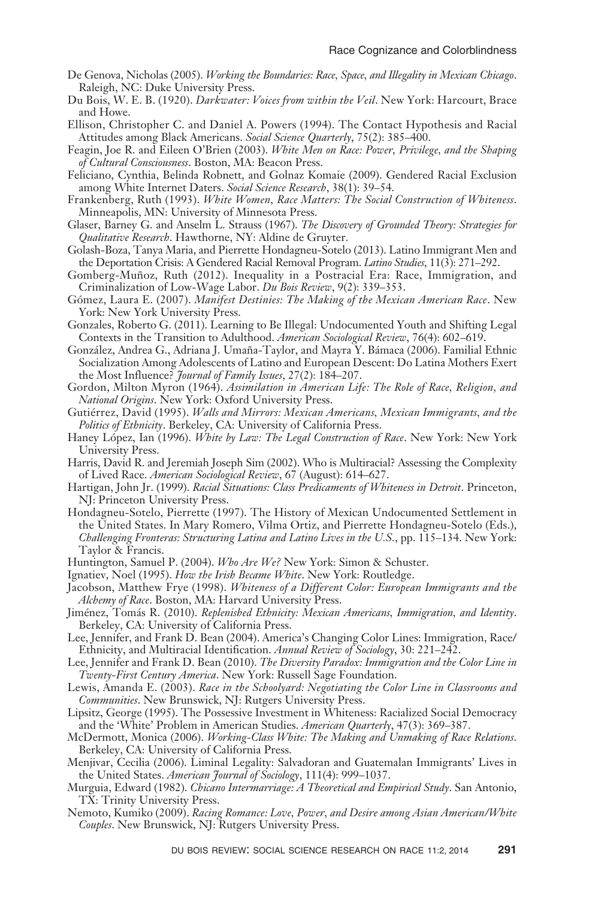De Genova, Nicholas (2005). *Working the Boundaries: Race, Space, and Illegality in Mexican Chicago*. Raleigh, NC: Duke University Press.

Du Bois, W. E. B. (1920). *Darkwater: Voices from within the Veil*. New York: Harcourt, Brace and Howe.

Ellison, Christopher C. and Daniel A. Powers (1994). The Contact Hypothesis and Racial Attitudes among Black Americans. *Social Science Quarterly*, 75(2): 385–400.

Feagin, Joe R. and Eileen O'Brien (2003). *White Men on Race: Power, Privilege, and the Shaping of Cultural Consciousness*. Boston, MA: Beacon Press.

Feliciano, Cynthia, Belinda Robnett, and Golnaz Komaie (2009). Gendered Racial Exclusion among White Internet Daters. *Social Science Research*, 38(1): 39–54.

Frankenberg, Ruth (1993). *White Women, Race Matters: The Social Construction of Whiteness*. Minneapolis, MN: University of Minnesota Press.

Glaser, Barney G. and Anselm L. Strauss (1967). *The Discovery of Grounded Theory: Strategies for Qualitative Research*. Hawthorne, NY: Aldine de Gruyter.

Golash-Boza, Tanya Maria, and Pierrette Hondagneu-Sotelo (2013). Latino Immigrant Men and the Deportation Crisis: A Gendered Racial Removal Program. *Latino Studies*, 11(3): 271–292.

Gomberg-Muñoz, Ruth (2012). Inequality in a Postracial Era: Race, Immigration, and Criminalization of Low-Wage Labor. *Du Bois Review*, 9(2): 339–353.

Gómez, Laura E. (2007). *Manifest Destinies: The Making of the Mexican American Race*. New York: New York University Press.

Gonzales, Roberto G. (2011). Learning to Be Illegal: Undocumented Youth and Shifting Legal Contexts in the Transition to Adulthood. *American Sociological Review*, 76(4): 602–619.

González, Andrea G., Adriana J. Umaña-Taylor, and Mayra Y. Bámaca (2006). Familial Ethnic Socialization Among Adolescents of Latino and European Descent: Do Latina Mothers Exert the Most Influence? *Journal of Family Issues*, 27(2): 184–207.

Gordon, Milton Myron (1964). *Assimilation in American Life: The Role of Race, Religion, and National Origins*. New York: Oxford University Press.

Gutiérrez, David (1995). *Walls and Mirrors: Mexican Americans, Mexican Immigrants, and the Politics of Ethnicity*. Berkeley, CA: University of California Press.

Haney López, Ian (1996). *White by Law: The Legal Construction of Race*. New York: New York University Press.

Harris, David R. and Jeremiah Joseph Sim (2002). Who is Multiracial? Assessing the Complexity of Lived Race. *American Sociological Review*, 67 (August): 614–627.

Hartigan, John Jr. (1999). *Racial Situations: Class Predicaments of Whiteness in Detroit*. Princeton, NJ: Princeton University Press.

Hondagneu-Sotelo, Pierrette (1997). The History of Mexican Undocumented Settlement in the United States. In Mary Romero, Vilma Ortiz, and Pierrette Hondagneu-Sotelo (Eds.), *Challenging Fronteras: Structuring Latina and Latino Lives in the U.S.*, pp. 115–134. New York: Taylor & Francis.

Huntington, Samuel P. (2004). *Who Are We?* New York: Simon & Schuster.

Ignatiev, Noel (1995). *How the Irish Became White*. New York: Routledge.

Jacobson, Matthew Frye (1998). *Whiteness of a Different Color: European Immigrants and the Alchemy of Race*. Boston, MA: Harvard University Press.

Jiménez, Tomás R. (2010). *Replenished Ethnicity: Mexican Americans, Immigration, and Identity*. Berkeley, CA: University of California Press.

Lee, Jennifer, and Frank D. Bean (2004). America's Changing Color Lines: Immigration, Race/Ethnicity, and Multiracial Identification. *Annual Review of Sociology*, 30: 221–242.

Lee, Jennifer and Frank D. Bean (2010). *The Diversity Paradox: Immigration and the Color Line in Twenty-First Century America*. New York: Russell Sage Foundation.

Lewis, Amanda E. (2003). *Race in the Schoolyard: Negotiating the Color Line in Classrooms and Communities*. New Brunswick, NJ: Rutgers University Press.

Lipsitz, George (1995). The Possessive Investment in Whiteness: Racialized Social Democracy and the 'White' Problem in American Studies. *American Quarterly*, 47(3): 369–387.

McDermott, Monica (2006). *Working-Class White: The Making and Unmaking of Race Relations*. Berkeley, CA: University of California Press.

Menjivar, Cecilia (2006). Liminal Legality: Salvadoran and Guatemalan Immigrants' Lives in the United States. *American Journal of Sociology*, 111(4): 999–1037.

Murguia, Edward (1982). *Chicano Intermarriage: A Theoretical and Empirical Study*. San Antonio, TX: Trinity University Press.

Nemoto, Kumiko (2009). *Racing Romance: Love, Power, and Desire among Asian American/White Couples*. New Brunswick, NJ: Rutgers University Press.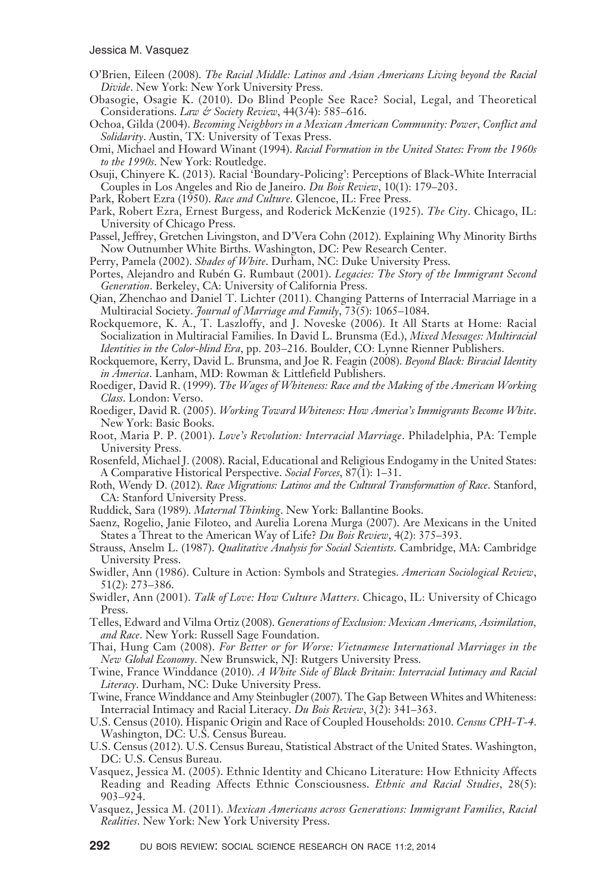O'Brien, Eileen (2008). *The Racial Middle: Latinos and Asian Americans Living beyond the Racial Divide*. New York: New York University Press.

Obasogie, Osagie K. (2010). Do Blind People See Race? Social, Legal, and Theoretical Considerations. *Law & Society Review*, 44(3/4): 585–616.

Ochoa, Gilda (2004). *Becoming Neighbors in a Mexican American Community: Power, Conflict and Solidarity*. Austin, TX: University of Texas Press.

Omi, Michael and Howard Winant (1994). *Racial Formation in the United States: From the 1960s to the 1990s*. New York: Routledge.

Osuji, Chinyere K. (2013). Racial 'Boundary-Policing': Perceptions of Black-White Interracial Couples in Los Angeles and Rio de Janeiro. *Du Bois Review*, 10(1): 179–203.

Park, Robert Ezra (1950). *Race and Culture*. Glencoe, IL: Free Press.

Park, Robert Ezra, Ernest Burgess, and Roderick McKenzie (1925). *The City*. Chicago, IL: University of Chicago Press.

Passel, Jeffrey, Gretchen Livingston, and D'Vera Cohn (2012). Explaining Why Minority Births Now Outnumber White Births. Washington, DC: Pew Research Center.

Perry, Pamela (2002). *Shades of White*. Durham, NC: Duke University Press.

Portes, Alejandro and Rubén G. Rumbaut (2001). *Legacies: The Story of the Immigrant Second Generation*. Berkeley, CA: University of California Press.

Qian, Zhenchao and Daniel T. Lichter (2011). Changing Patterns of Interracial Marriage in a Multiracial Society. *Journal of Marriage and Family*, 73(5): 1065–1084.

Rockquemore, K. A., T. Laszloffy, and J. Noveske (2006). It All Starts at Home: Racial Socialization in Multiracial Families. In David L. Brunsma (Ed.), *Mixed Messages: Multiracial Identities in the Color-blind Era*, pp. 203–216. Boulder, CO: Lynne Rienner Publishers.

Rockquemore, Kerry, David L. Brunsma, and Joe R. Feagin (2008). *Beyond Black: Biracial Identity in America*. Lanham, MD: Rowman & Littlefield Publishers.

Roediger, David R. (1999). *The Wages of Whiteness: Race and the Making of the American Working Class*. London: Verso.

Roediger, David R. (2005). *Working Toward Whiteness: How America's Immigrants Become White*. New York: Basic Books.

Root, Maria P. P. (2001). *Love's Revolution: Interracial Marriage*. Philadelphia, PA: Temple University Press.

Rosenfeld, Michael J. (2008). Racial, Educational and Religious Endogamy in the United States: A Comparative Historical Perspective. *Social Forces*, 87(1): 1–31.

Roth, Wendy D. (2012). *Race Migrations: Latinos and the Cultural Transformation of Race*. Stanford, CA: Stanford University Press.

Ruddick, Sara (1989). *Maternal Thinking*. New York: Ballantine Books.

Saenz, Rogelio, Janie Filoteo, and Aurelia Lorena Murga (2007). Are Mexicans in the United States a Threat to the American Way of Life? *Du Bois Review*, 4(2): 375–393.

Strauss, Anselm L. (1987). *Qualitative Analysis for Social Scientists*. Cambridge, MA: Cambridge University Press.

Swidler, Ann (1986). Culture in Action: Symbols and Strategies. *American Sociological Review*, 51(2): 273–386.

Swidler, Ann (2001). *Talk of Love: How Culture Matters*. Chicago, IL: University of Chicago Press.

Telles, Edward and Vilma Ortiz (2008). *Generations of Exclusion: Mexican Americans, Assimilation, and Race*. New York: Russell Sage Foundation.

Thai, Hung Cam (2008). *For Better or for Worse: Vietnamese International Marriages in the New Global Economy*. New Brunswick, NJ: Rutgers University Press.

Twine, France Winddance (2010). *A White Side of Black Britain: Interracial Intimacy and Racial Literacy*. Durham, NC: Duke University Press.

Twine, France Winddance and Amy Steinbugler (2007). The Gap Between Whites and Whiteness: Interracial Intimacy and Racial Literacy. *Du Bois Review*, 3(2): 341–363.

U.S. Census (2010). Hispanic Origin and Race of Coupled Households: 2010. *Census CPH-T-4*. Washington, DC: U.S. Census Bureau.

U.S. Census (2012). U.S. Census Bureau, Statistical Abstract of the United States. Washington, DC: U.S. Census Bureau.

Vasquez, Jessica M. (2005). Ethnic Identity and Chicano Literature: How Ethnicity Affects Reading and Reading Affects Ethnic Consciousness. *Ethnic and Racial Studies*, 28(5): 903–924.

Vasquez, Jessica M. (2011). *Mexican Americans across Generations: Immigrant Families, Racial Realities*. New York: New York University Press.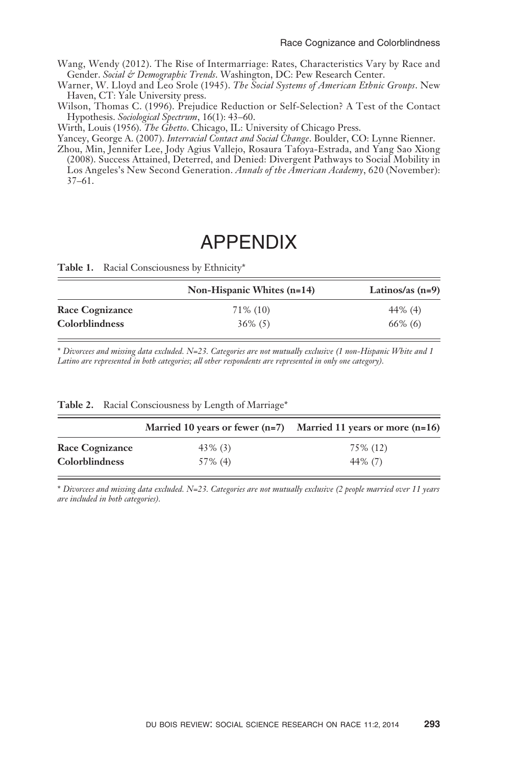Wang, Wendy (2012). The Rise of Intermarriage: Rates, Characteristics Vary by Race and Gender. *Social & Demographic Trends*. Washington, DC: Pew Research Center.

Warner, W. Lloyd and Leo Srole (1945). *The Social Systems of American Ethnic Groups*. New Haven, CT: Yale University press.

Wilson, Thomas C. (1996). Prejudice Reduction or Self-Selection? A Test of the Contact Hypothesis. *Sociological Spectrum*, 16(1): 43–60.

Wirth, Louis (1956). *The Ghetto*. Chicago, IL: University of Chicago Press.

Yancey, George A. (2007). *Interracial Contact and Social Change*. Boulder, CO: Lynne Rienner.

Zhou, Min, Jennifer Lee, Jody Agius Vallejo, Rosaura Tafoya-Estrada, and Yang Sao Xiong (2008). Success Attained, Deterred, and Denied: Divergent Pathways to Social Mobility in Los Angeles's New Second Generation. *Annals of the American Academy*, 620 (November): 37–61.

# APPENDIX

**Table 1.** Racial Consciousness by Ethnicity*

| | Non-Hispanic Whites (n=14) | Latinos/as (n=9) |
|---|---|---|
| **Race Cognizance** | 71% (10) | 44% (4) |
| **Colorblindness** | 36% (5) | 66% (6) |

\* *Divorcees and missing data excluded. N=23. Categories are not mutually exclusive (1 non-Hispanic White and 1 Latino are represented in both categories; all other respondents are represented in only one category).*

**Table 2.** Racial Consciousness by Length of Marriage*

| | Married 10 years or fewer (n=7) | Married 11 years or more (n=16) |
|---|---|---|
| **Race Cognizance** | 43% (3) | 75% (12) |
| **Colorblindness** | 57% (4) | 44% (7) |

\* *Divorcees and missing data excluded. N=23. Categories are not mutually exclusive (2 people married over 11 years are included in both categories).*